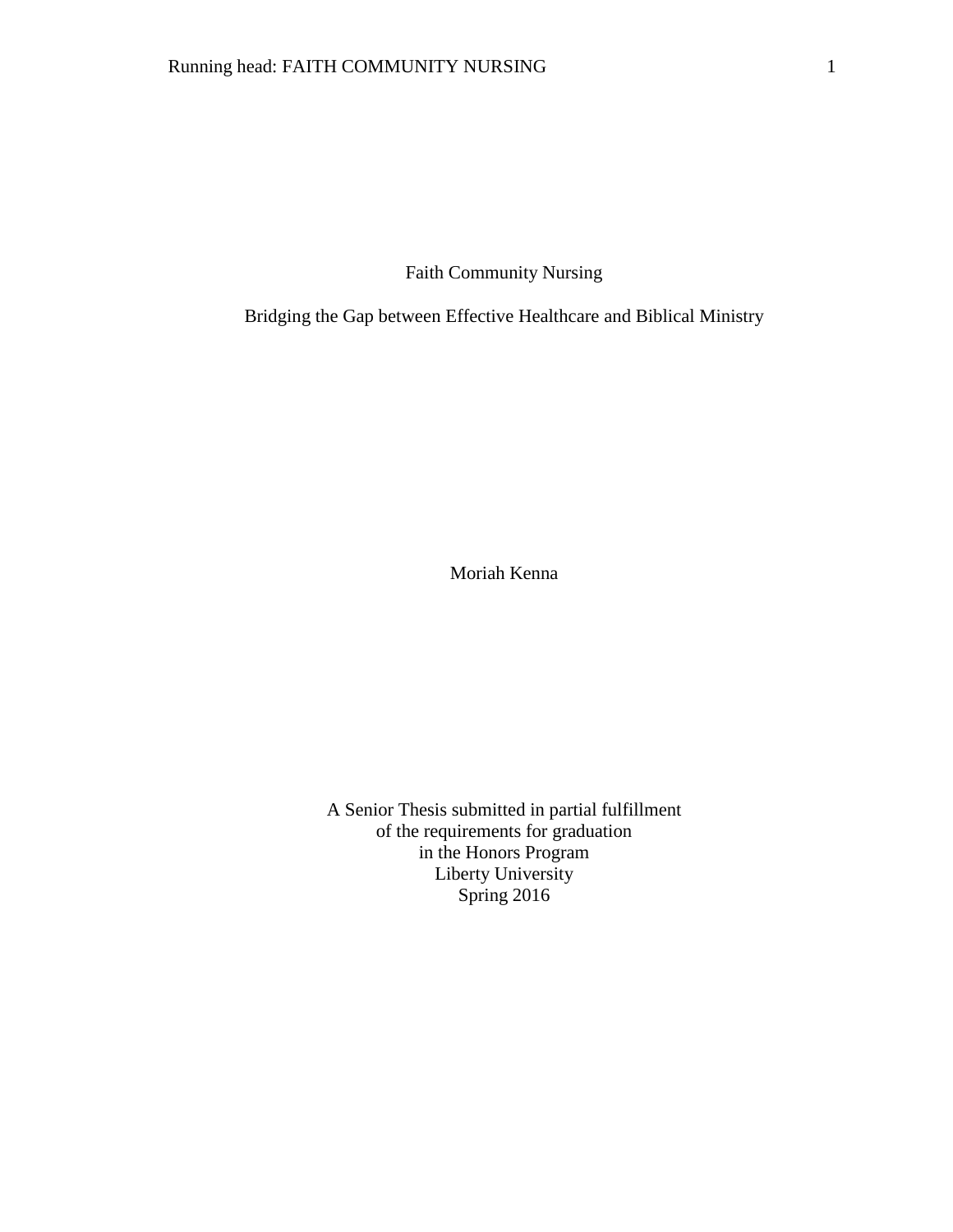# Faith Community Nursing

## Bridging the Gap between Effective Healthcare and Biblical Ministry

Moriah Kenna

A Senior Thesis submitted in partial fulfillment
of the requirements for graduation
in the Honors Program
Liberty University
Spring 2016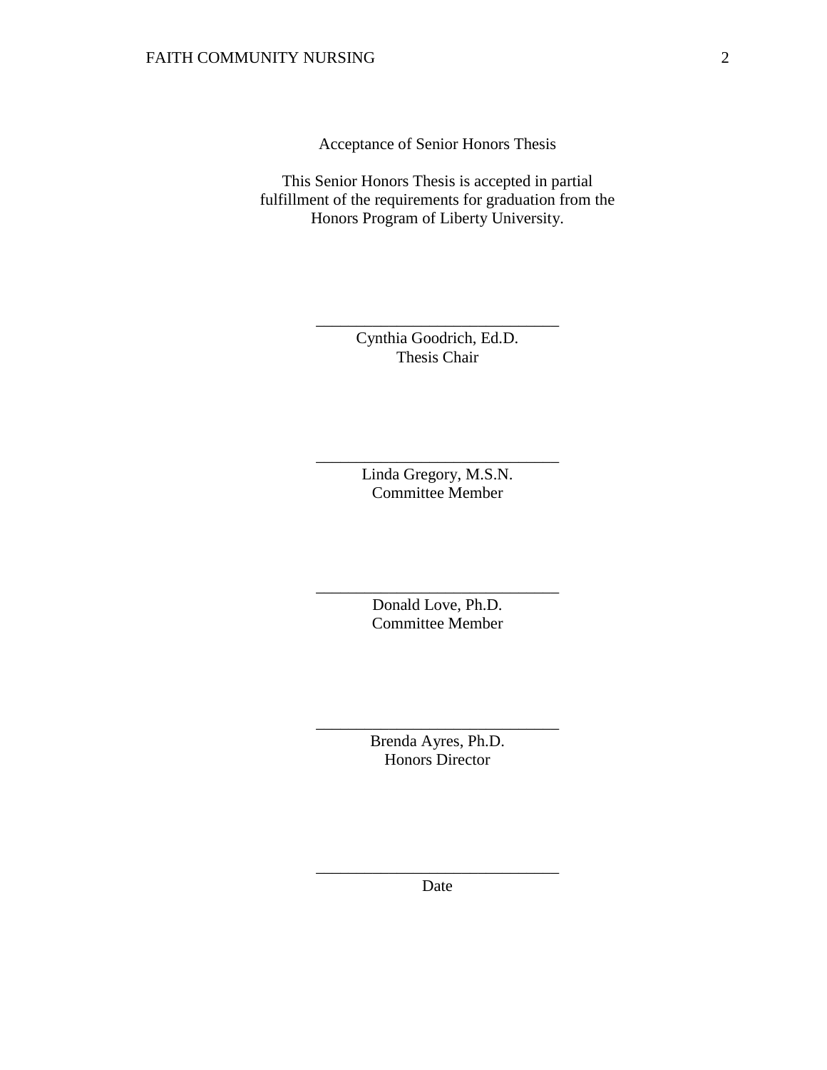Acceptance of Senior Honors Thesis

This Senior Honors Thesis is accepted in partial fulfillment of the requirements for graduation from the Honors Program of Liberty University.

______________________________
Cynthia Goodrich, Ed.D.
Thesis Chair

______________________________
Linda Gregory, M.S.N.
Committee Member

______________________________
Donald Love, Ph.D.
Committee Member

______________________________
Brenda Ayres, Ph.D.
Honors Director

______________________________
Date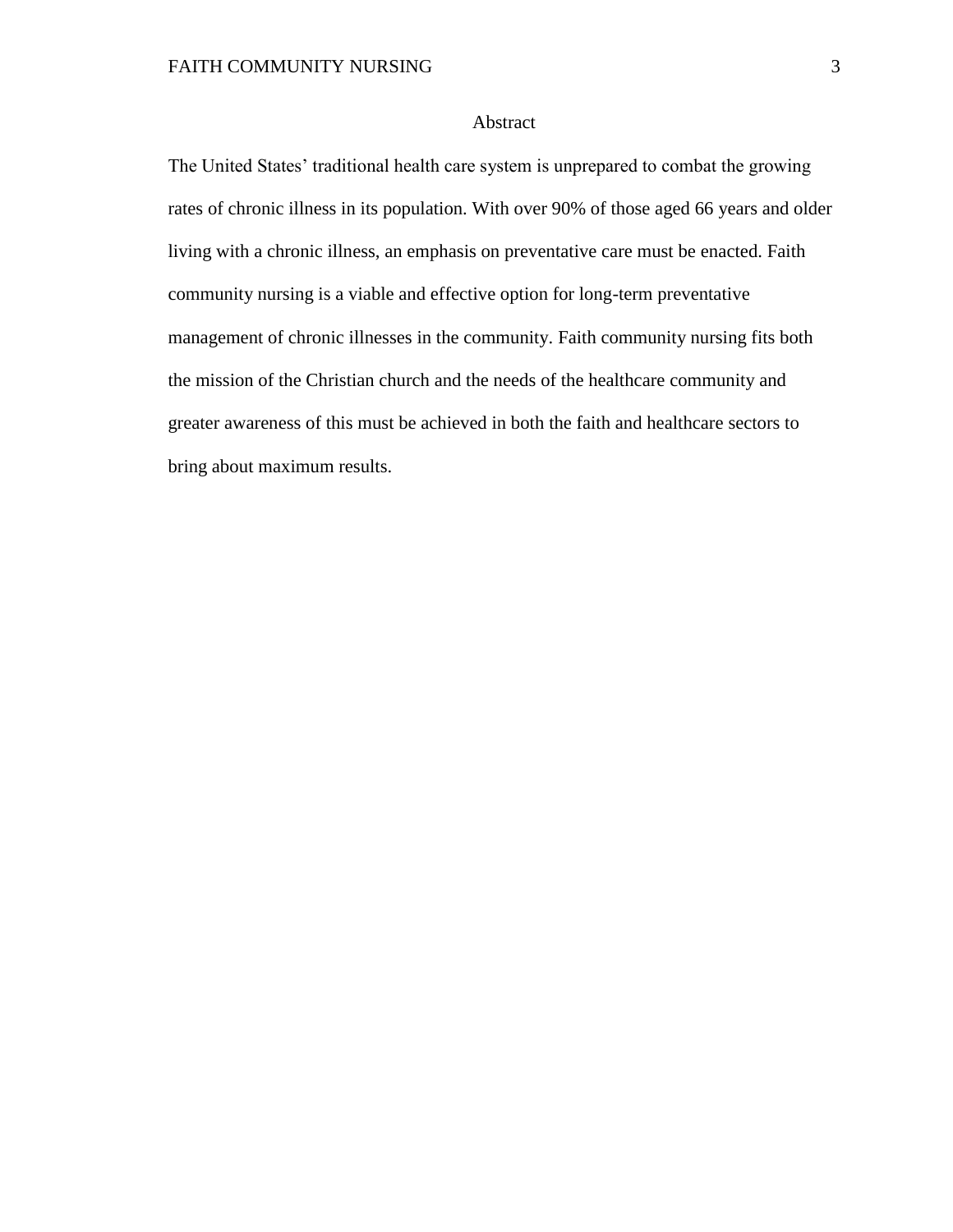# Abstract

The United States' traditional health care system is unprepared to combat the growing rates of chronic illness in its population. With over 90% of those aged 66 years and older living with a chronic illness, an emphasis on preventative care must be enacted. Faith community nursing is a viable and effective option for long-term preventative management of chronic illnesses in the community. Faith community nursing fits both the mission of the Christian church and the needs of the healthcare community and greater awareness of this must be achieved in both the faith and healthcare sectors to bring about maximum results.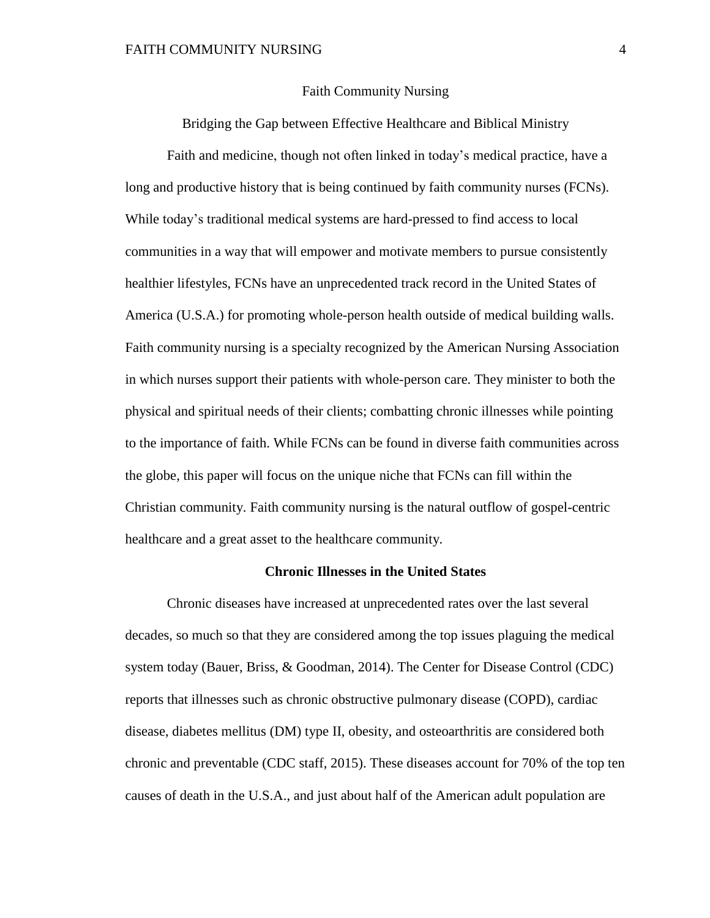# Faith Community Nursing

## Bridging the Gap between Effective Healthcare and Biblical Ministry

Faith and medicine, though not often linked in today's medical practice, have a long and productive history that is being continued by faith community nurses (FCNs). While today's traditional medical systems are hard-pressed to find access to local communities in a way that will empower and motivate members to pursue consistently healthier lifestyles, FCNs have an unprecedented track record in the United States of America (U.S.A.) for promoting whole-person health outside of medical building walls. Faith community nursing is a specialty recognized by the American Nursing Association in which nurses support their patients with whole-person care. They minister to both the physical and spiritual needs of their clients; combatting chronic illnesses while pointing to the importance of faith. While FCNs can be found in diverse faith communities across the globe, this paper will focus on the unique niche that FCNs can fill within the Christian community. Faith community nursing is the natural outflow of gospel-centric healthcare and a great asset to the healthcare community.

### Chronic Illnesses in the United States

Chronic diseases have increased at unprecedented rates over the last several decades, so much so that they are considered among the top issues plaguing the medical system today (Bauer, Briss, & Goodman, 2014). The Center for Disease Control (CDC) reports that illnesses such as chronic obstructive pulmonary disease (COPD), cardiac disease, diabetes mellitus (DM) type II, obesity, and osteoarthritis are considered both chronic and preventable (CDC staff, 2015). These diseases account for 70% of the top ten causes of death in the U.S.A., and just about half of the American adult population are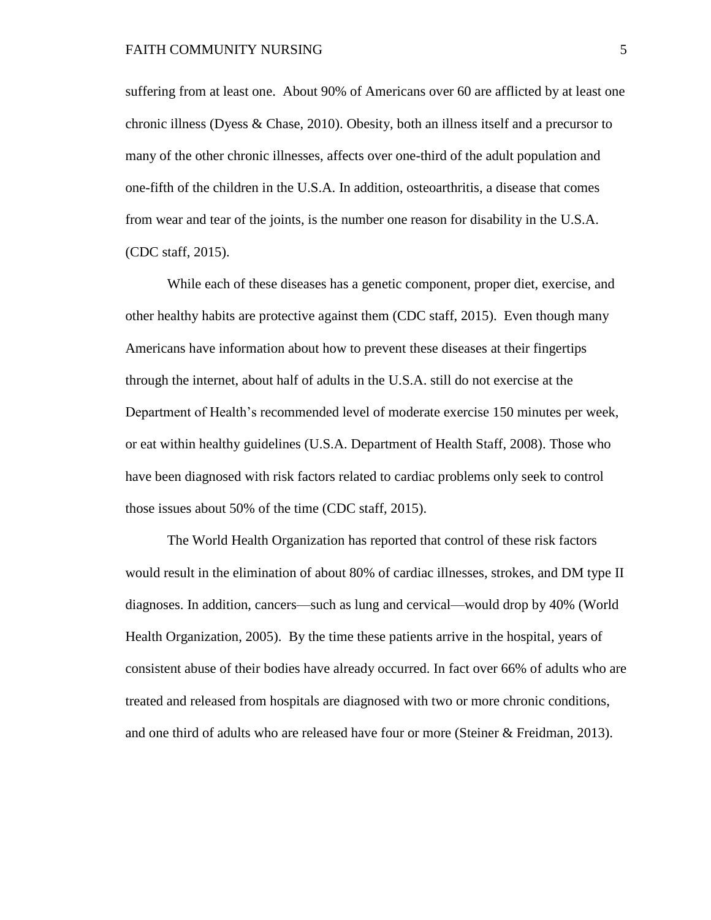suffering from at least one. About 90% of Americans over 60 are afflicted by at least one chronic illness (Dyess & Chase, 2010). Obesity, both an illness itself and a precursor to many of the other chronic illnesses, affects over one-third of the adult population and one-fifth of the children in the U.S.A. In addition, osteoarthritis, a disease that comes from wear and tear of the joints, is the number one reason for disability in the U.S.A. (CDC staff, 2015).

While each of these diseases has a genetic component, proper diet, exercise, and other healthy habits are protective against them (CDC staff, 2015). Even though many Americans have information about how to prevent these diseases at their fingertips through the internet, about half of adults in the U.S.A. still do not exercise at the Department of Health's recommended level of moderate exercise 150 minutes per week, or eat within healthy guidelines (U.S.A. Department of Health Staff, 2008). Those who have been diagnosed with risk factors related to cardiac problems only seek to control those issues about 50% of the time (CDC staff, 2015).

The World Health Organization has reported that control of these risk factors would result in the elimination of about 80% of cardiac illnesses, strokes, and DM type II diagnoses. In addition, cancers—such as lung and cervical—would drop by 40% (World Health Organization, 2005). By the time these patients arrive in the hospital, years of consistent abuse of their bodies have already occurred. In fact over 66% of adults who are treated and released from hospitals are diagnosed with two or more chronic conditions, and one third of adults who are released have four or more (Steiner & Freidman, 2013).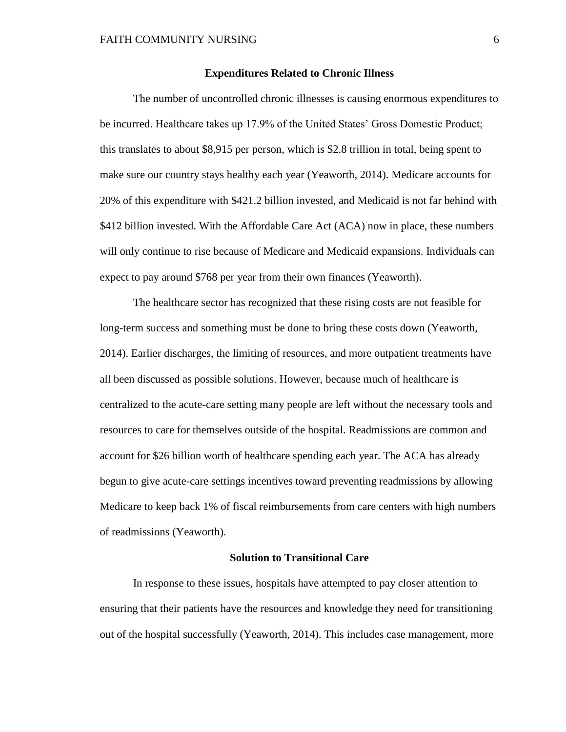## Expenditures Related to Chronic Illness

The number of uncontrolled chronic illnesses is causing enormous expenditures to be incurred. Healthcare takes up 17.9% of the United States' Gross Domestic Product; this translates to about $8,915 per person, which is $2.8 trillion in total, being spent to make sure our country stays healthy each year (Yeaworth, 2014). Medicare accounts for 20% of this expenditure with $421.2 billion invested, and Medicaid is not far behind with $412 billion invested. With the Affordable Care Act (ACA) now in place, these numbers will only continue to rise because of Medicare and Medicaid expansions. Individuals can expect to pay around $768 per year from their own finances (Yeaworth).

The healthcare sector has recognized that these rising costs are not feasible for long-term success and something must be done to bring these costs down (Yeaworth, 2014). Earlier discharges, the limiting of resources, and more outpatient treatments have all been discussed as possible solutions. However, because much of healthcare is centralized to the acute-care setting many people are left without the necessary tools and resources to care for themselves outside of the hospital. Readmissions are common and account for $26 billion worth of healthcare spending each year. The ACA has already begun to give acute-care settings incentives toward preventing readmissions by allowing Medicare to keep back 1% of fiscal reimbursements from care centers with high numbers of readmissions (Yeaworth).

## Solution to Transitional Care

In response to these issues, hospitals have attempted to pay closer attention to ensuring that their patients have the resources and knowledge they need for transitioning out of the hospital successfully (Yeaworth, 2014). This includes case management, more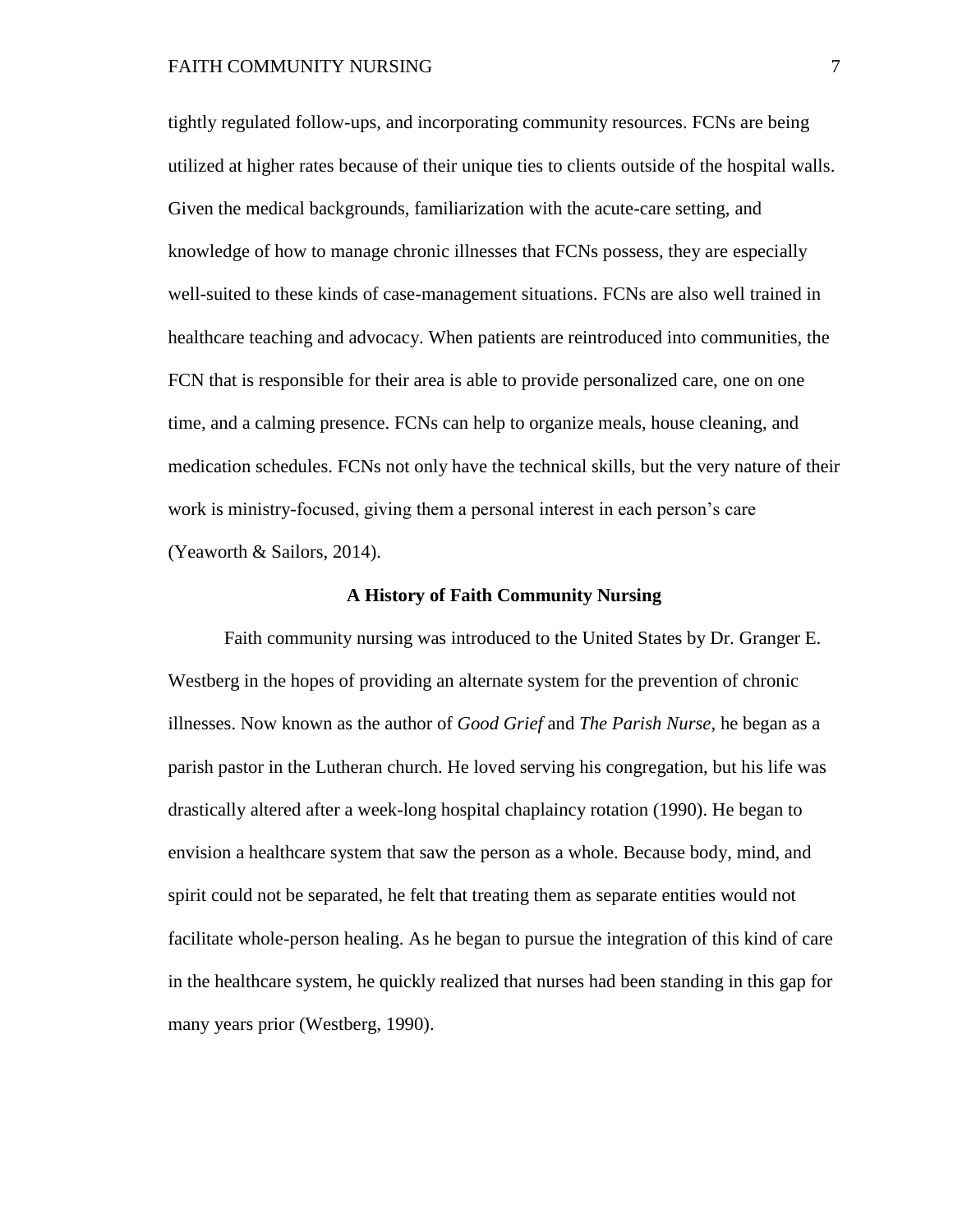tightly regulated follow-ups, and incorporating community resources. FCNs are being utilized at higher rates because of their unique ties to clients outside of the hospital walls. Given the medical backgrounds, familiarization with the acute-care setting, and knowledge of how to manage chronic illnesses that FCNs possess, they are especially well-suited to these kinds of case-management situations. FCNs are also well trained in healthcare teaching and advocacy. When patients are reintroduced into communities, the FCN that is responsible for their area is able to provide personalized care, one on one time, and a calming presence. FCNs can help to organize meals, house cleaning, and medication schedules. FCNs not only have the technical skills, but the very nature of their work is ministry-focused, giving them a personal interest in each person's care (Yeaworth & Sailors, 2014).

## A History of Faith Community Nursing

Faith community nursing was introduced to the United States by Dr. Granger E. Westberg in the hopes of providing an alternate system for the prevention of chronic illnesses. Now known as the author of *Good Grief* and *The Parish Nurse,* he began as a parish pastor in the Lutheran church. He loved serving his congregation, but his life was drastically altered after a week-long hospital chaplaincy rotation (1990). He began to envision a healthcare system that saw the person as a whole. Because body, mind, and spirit could not be separated, he felt that treating them as separate entities would not facilitate whole-person healing. As he began to pursue the integration of this kind of care in the healthcare system, he quickly realized that nurses had been standing in this gap for many years prior (Westberg, 1990).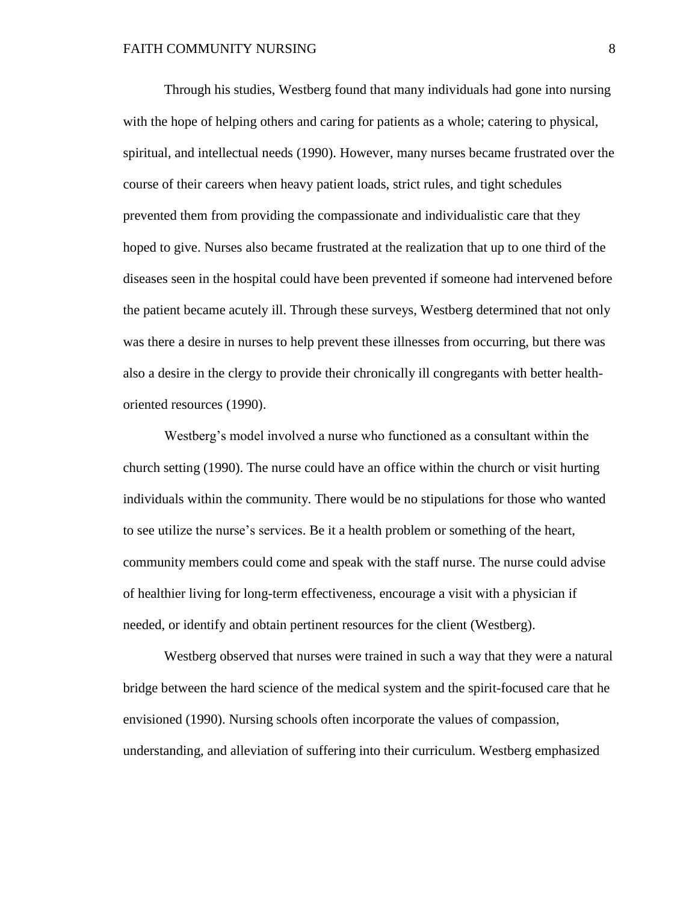Through his studies, Westberg found that many individuals had gone into nursing with the hope of helping others and caring for patients as a whole; catering to physical, spiritual, and intellectual needs (1990). However, many nurses became frustrated over the course of their careers when heavy patient loads, strict rules, and tight schedules prevented them from providing the compassionate and individualistic care that they hoped to give. Nurses also became frustrated at the realization that up to one third of the diseases seen in the hospital could have been prevented if someone had intervened before the patient became acutely ill. Through these surveys, Westberg determined that not only was there a desire in nurses to help prevent these illnesses from occurring, but there was also a desire in the clergy to provide their chronically ill congregants with better health-oriented resources (1990).

Westberg's model involved a nurse who functioned as a consultant within the church setting (1990). The nurse could have an office within the church or visit hurting individuals within the community. There would be no stipulations for those who wanted to see utilize the nurse's services. Be it a health problem or something of the heart, community members could come and speak with the staff nurse. The nurse could advise of healthier living for long-term effectiveness, encourage a visit with a physician if needed, or identify and obtain pertinent resources for the client (Westberg).

Westberg observed that nurses were trained in such a way that they were a natural bridge between the hard science of the medical system and the spirit-focused care that he envisioned (1990). Nursing schools often incorporate the values of compassion, understanding, and alleviation of suffering into their curriculum. Westberg emphasized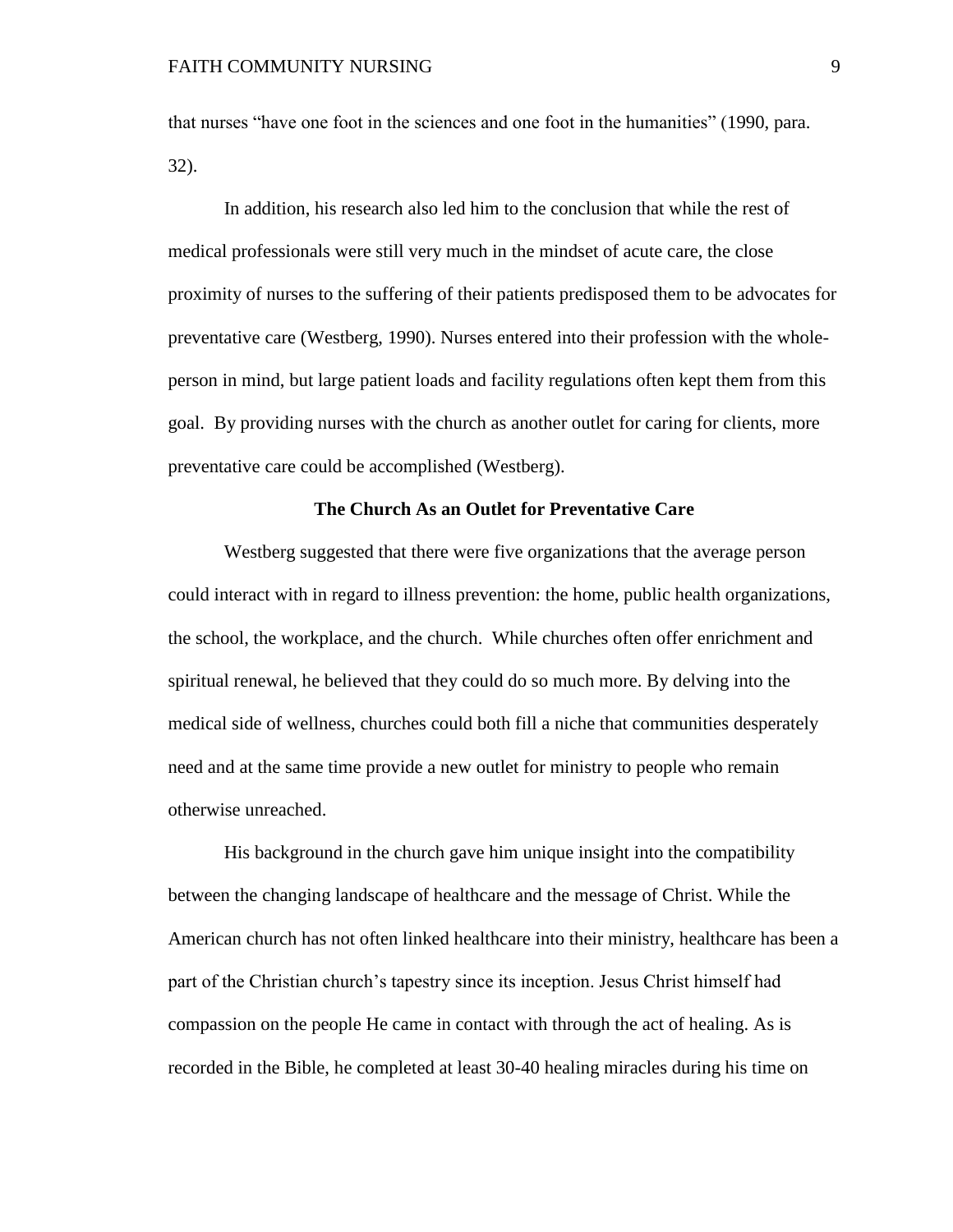that nurses "have one foot in the sciences and one foot in the humanities" (1990, para. 32).

In addition, his research also led him to the conclusion that while the rest of medical professionals were still very much in the mindset of acute care, the close proximity of nurses to the suffering of their patients predisposed them to be advocates for preventative care (Westberg, 1990). Nurses entered into their profession with the whole-person in mind, but large patient loads and facility regulations often kept them from this goal. By providing nurses with the church as another outlet for caring for clients, more preventative care could be accomplished (Westberg).

### The Church As an Outlet for Preventative Care

Westberg suggested that there were five organizations that the average person could interact with in regard to illness prevention: the home, public health organizations, the school, the workplace, and the church. While churches often offer enrichment and spiritual renewal, he believed that they could do so much more. By delving into the medical side of wellness, churches could both fill a niche that communities desperately need and at the same time provide a new outlet for ministry to people who remain otherwise unreached.

His background in the church gave him unique insight into the compatibility between the changing landscape of healthcare and the message of Christ. While the American church has not often linked healthcare into their ministry, healthcare has been a part of the Christian church's tapestry since its inception. Jesus Christ himself had compassion on the people He came in contact with through the act of healing. As is recorded in the Bible, he completed at least 30-40 healing miracles during his time on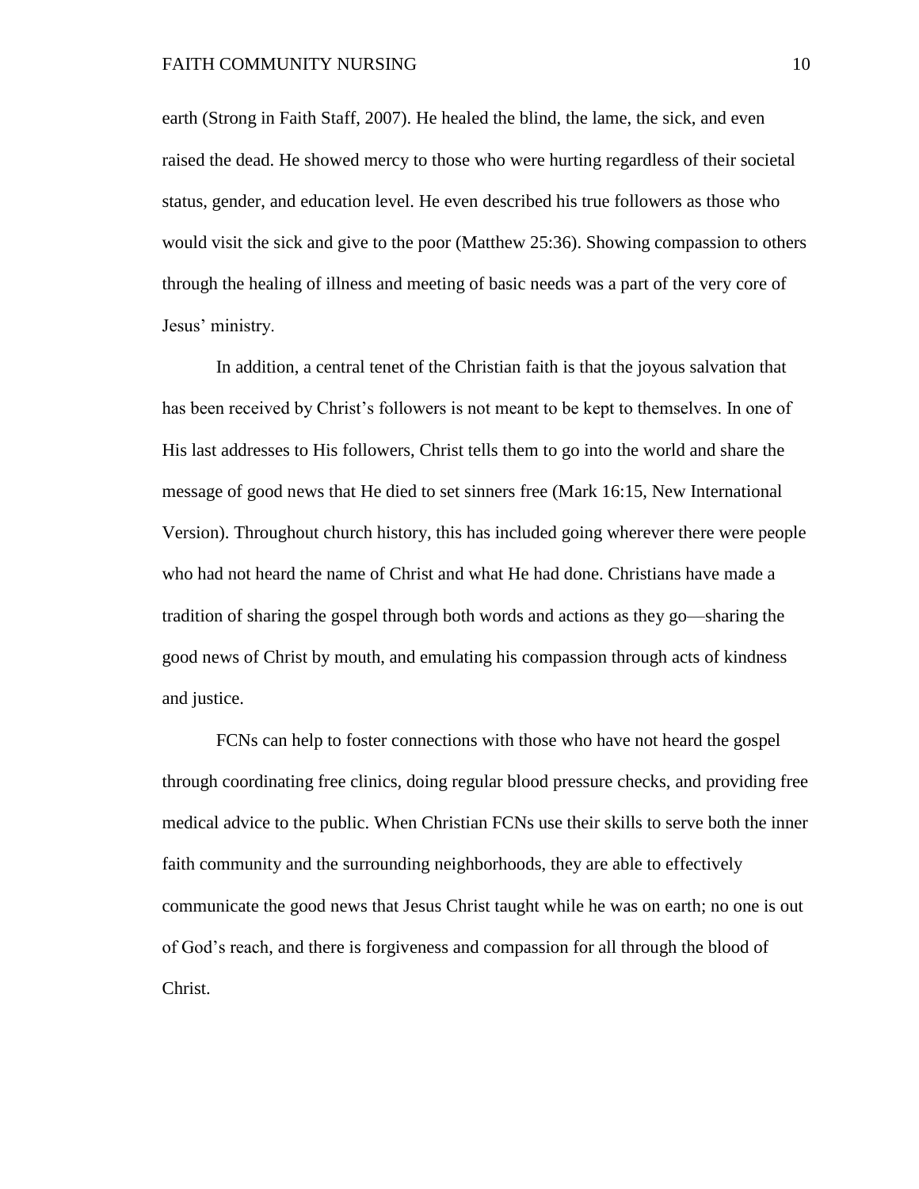earth (Strong in Faith Staff, 2007). He healed the blind, the lame, the sick, and even raised the dead. He showed mercy to those who were hurting regardless of their societal status, gender, and education level. He even described his true followers as those who would visit the sick and give to the poor (Matthew 25:36). Showing compassion to others through the healing of illness and meeting of basic needs was a part of the very core of Jesus' ministry.

In addition, a central tenet of the Christian faith is that the joyous salvation that has been received by Christ's followers is not meant to be kept to themselves. In one of His last addresses to His followers, Christ tells them to go into the world and share the message of good news that He died to set sinners free (Mark 16:15, New International Version). Throughout church history, this has included going wherever there were people who had not heard the name of Christ and what He had done. Christians have made a tradition of sharing the gospel through both words and actions as they go—sharing the good news of Christ by mouth, and emulating his compassion through acts of kindness and justice.

FCNs can help to foster connections with those who have not heard the gospel through coordinating free clinics, doing regular blood pressure checks, and providing free medical advice to the public. When Christian FCNs use their skills to serve both the inner faith community and the surrounding neighborhoods, they are able to effectively communicate the good news that Jesus Christ taught while he was on earth; no one is out of God's reach, and there is forgiveness and compassion for all through the blood of Christ.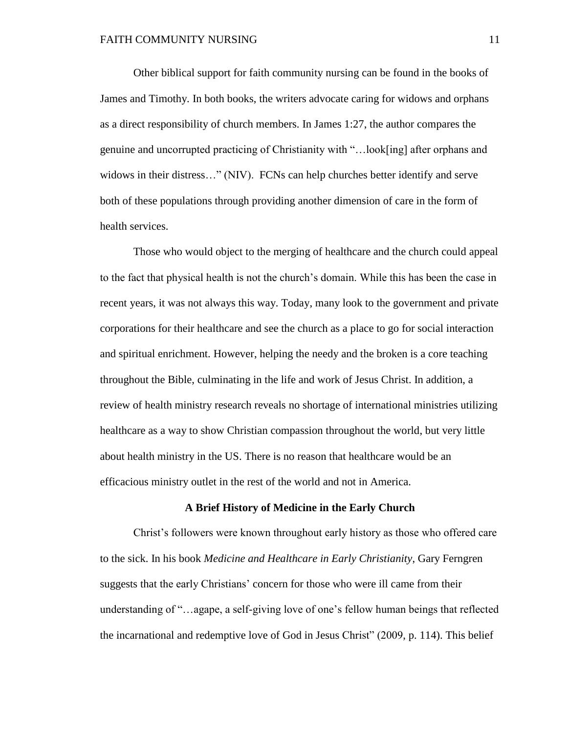Other biblical support for faith community nursing can be found in the books of James and Timothy. In both books, the writers advocate caring for widows and orphans as a direct responsibility of church members. In James 1:27, the author compares the genuine and uncorrupted practicing of Christianity with "…look[ing] after orphans and widows in their distress…" (NIV). FCNs can help churches better identify and serve both of these populations through providing another dimension of care in the form of health services.

Those who would object to the merging of healthcare and the church could appeal to the fact that physical health is not the church's domain. While this has been the case in recent years, it was not always this way. Today, many look to the government and private corporations for their healthcare and see the church as a place to go for social interaction and spiritual enrichment. However, helping the needy and the broken is a core teaching throughout the Bible, culminating in the life and work of Jesus Christ. In addition, a review of health ministry research reveals no shortage of international ministries utilizing healthcare as a way to show Christian compassion throughout the world, but very little about health ministry in the US. There is no reason that healthcare would be an efficacious ministry outlet in the rest of the world and not in America.

## A Brief History of Medicine in the Early Church

Christ's followers were known throughout early history as those who offered care to the sick. In his book *Medicine and Healthcare in Early Christianity*, Gary Ferngren suggests that the early Christians' concern for those who were ill came from their understanding of "…agape, a self-giving love of one's fellow human beings that reflected the incarnational and redemptive love of God in Jesus Christ" (2009, p. 114). This belief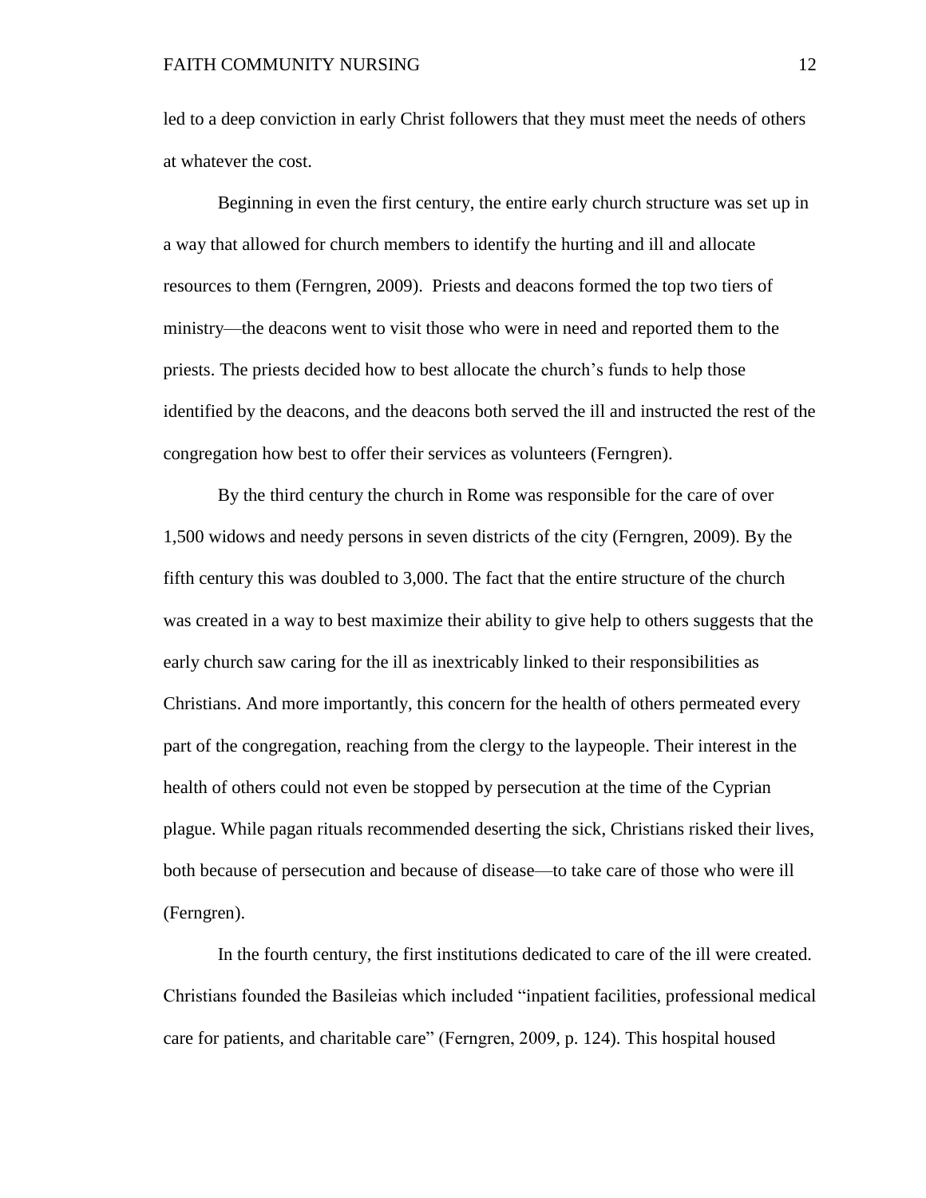led to a deep conviction in early Christ followers that they must meet the needs of others at whatever the cost.

Beginning in even the first century, the entire early church structure was set up in a way that allowed for church members to identify the hurting and ill and allocate resources to them (Ferngren, 2009). Priests and deacons formed the top two tiers of ministry—the deacons went to visit those who were in need and reported them to the priests. The priests decided how to best allocate the church's funds to help those identified by the deacons, and the deacons both served the ill and instructed the rest of the congregation how best to offer their services as volunteers (Ferngren).

By the third century the church in Rome was responsible for the care of over 1,500 widows and needy persons in seven districts of the city (Ferngren, 2009). By the fifth century this was doubled to 3,000. The fact that the entire structure of the church was created in a way to best maximize their ability to give help to others suggests that the early church saw caring for the ill as inextricably linked to their responsibilities as Christians. And more importantly, this concern for the health of others permeated every part of the congregation, reaching from the clergy to the laypeople. Their interest in the health of others could not even be stopped by persecution at the time of the Cyprian plague. While pagan rituals recommended deserting the sick, Christians risked their lives, both because of persecution and because of disease—to take care of those who were ill (Ferngren).

In the fourth century, the first institutions dedicated to care of the ill were created. Christians founded the Basileias which included "inpatient facilities, professional medical care for patients, and charitable care" (Ferngren, 2009, p. 124). This hospital housed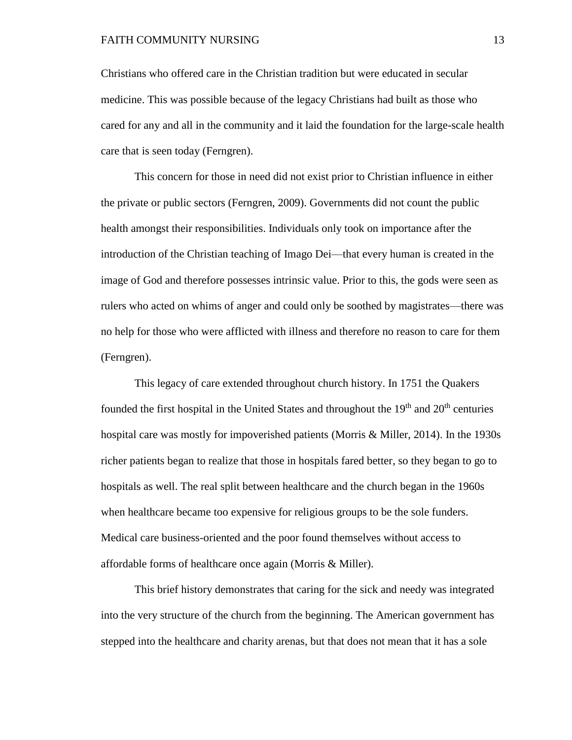Christians who offered care in the Christian tradition but were educated in secular medicine. This was possible because of the legacy Christians had built as those who cared for any and all in the community and it laid the foundation for the large-scale health care that is seen today (Ferngren).

This concern for those in need did not exist prior to Christian influence in either the private or public sectors (Ferngren, 2009). Governments did not count the public health amongst their responsibilities. Individuals only took on importance after the introduction of the Christian teaching of Imago Dei—that every human is created in the image of God and therefore possesses intrinsic value. Prior to this, the gods were seen as rulers who acted on whims of anger and could only be soothed by magistrates—there was no help for those who were afflicted with illness and therefore no reason to care for them (Ferngren).

This legacy of care extended throughout church history. In 1751 the Quakers founded the first hospital in the United States and throughout the 19th and 20th centuries hospital care was mostly for impoverished patients (Morris & Miller, 2014). In the 1930s richer patients began to realize that those in hospitals fared better, so they began to go to hospitals as well. The real split between healthcare and the church began in the 1960s when healthcare became too expensive for religious groups to be the sole funders. Medical care business-oriented and the poor found themselves without access to affordable forms of healthcare once again (Morris & Miller).

This brief history demonstrates that caring for the sick and needy was integrated into the very structure of the church from the beginning. The American government has stepped into the healthcare and charity arenas, but that does not mean that it has a sole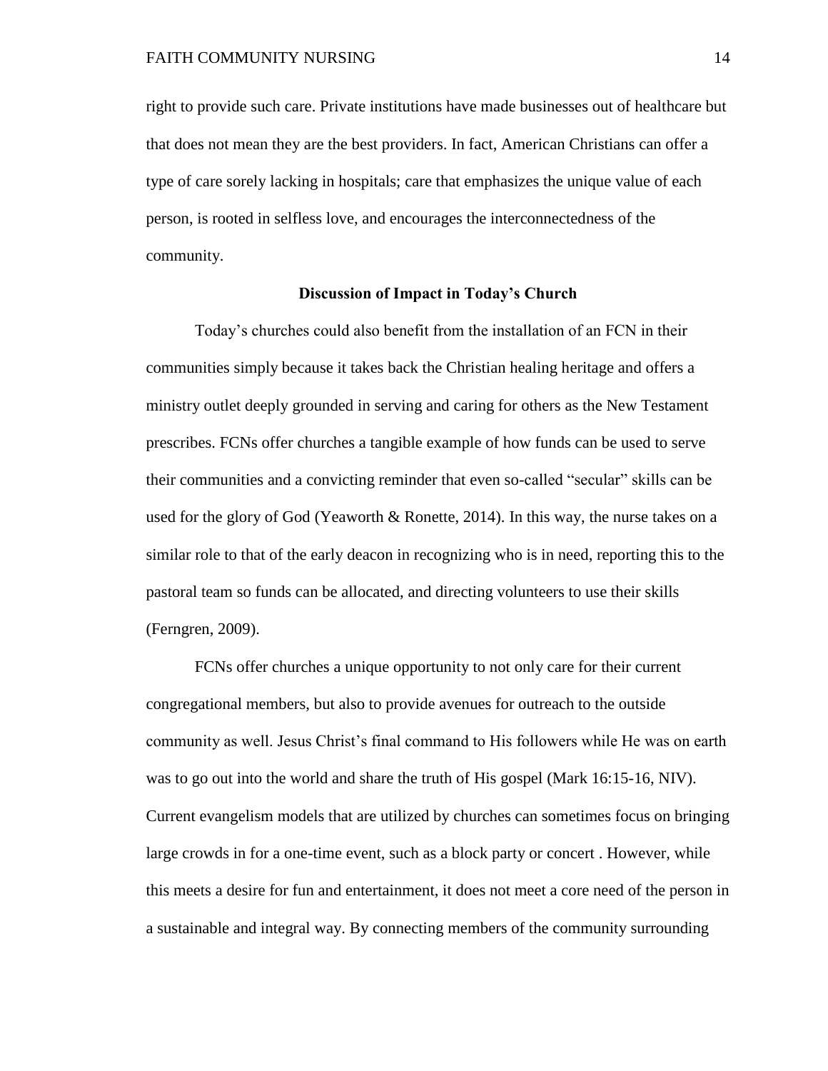right to provide such care. Private institutions have made businesses out of healthcare but that does not mean they are the best providers. In fact, American Christians can offer a type of care sorely lacking in hospitals; care that emphasizes the unique value of each person, is rooted in selfless love, and encourages the interconnectedness of the community.

## Discussion of Impact in Today's Church

Today's churches could also benefit from the installation of an FCN in their communities simply because it takes back the Christian healing heritage and offers a ministry outlet deeply grounded in serving and caring for others as the New Testament prescribes. FCNs offer churches a tangible example of how funds can be used to serve their communities and a convicting reminder that even so-called "secular" skills can be used for the glory of God (Yeaworth & Ronette, 2014). In this way, the nurse takes on a similar role to that of the early deacon in recognizing who is in need, reporting this to the pastoral team so funds can be allocated, and directing volunteers to use their skills (Ferngren, 2009).

FCNs offer churches a unique opportunity to not only care for their current congregational members, but also to provide avenues for outreach to the outside community as well. Jesus Christ's final command to His followers while He was on earth was to go out into the world and share the truth of His gospel (Mark 16:15-16, NIV). Current evangelism models that are utilized by churches can sometimes focus on bringing large crowds in for a one-time event, such as a block party or concert . However, while this meets a desire for fun and entertainment, it does not meet a core need of the person in a sustainable and integral way. By connecting members of the community surrounding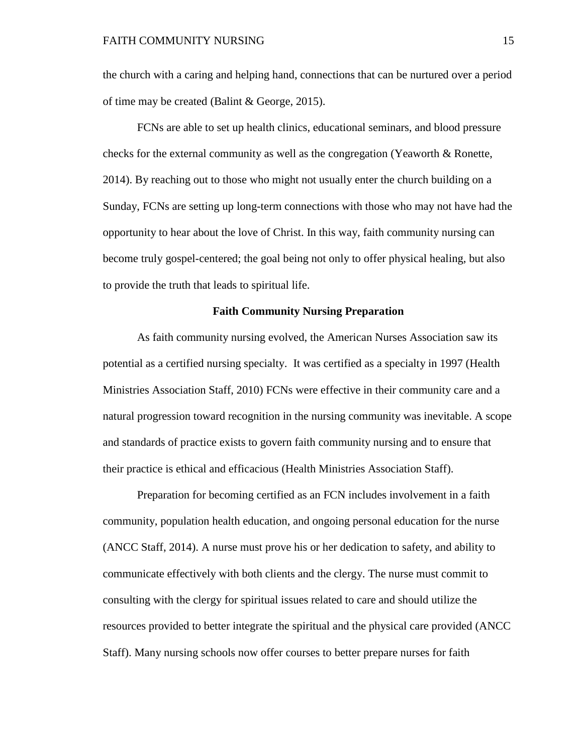the church with a caring and helping hand, connections that can be nurtured over a period of time may be created (Balint & George, 2015).

FCNs are able to set up health clinics, educational seminars, and blood pressure checks for the external community as well as the congregation (Yeaworth & Ronette, 2014). By reaching out to those who might not usually enter the church building on a Sunday, FCNs are setting up long-term connections with those who may not have had the opportunity to hear about the love of Christ. In this way, faith community nursing can become truly gospel-centered; the goal being not only to offer physical healing, but also to provide the truth that leads to spiritual life.

## Faith Community Nursing Preparation

As faith community nursing evolved, the American Nurses Association saw its potential as a certified nursing specialty. It was certified as a specialty in 1997 (Health Ministries Association Staff, 2010) FCNs were effective in their community care and a natural progression toward recognition in the nursing community was inevitable. A scope and standards of practice exists to govern faith community nursing and to ensure that their practice is ethical and efficacious (Health Ministries Association Staff).

Preparation for becoming certified as an FCN includes involvement in a faith community, population health education, and ongoing personal education for the nurse (ANCC Staff, 2014). A nurse must prove his or her dedication to safety, and ability to communicate effectively with both clients and the clergy. The nurse must commit to consulting with the clergy for spiritual issues related to care and should utilize the resources provided to better integrate the spiritual and the physical care provided (ANCC Staff). Many nursing schools now offer courses to better prepare nurses for faith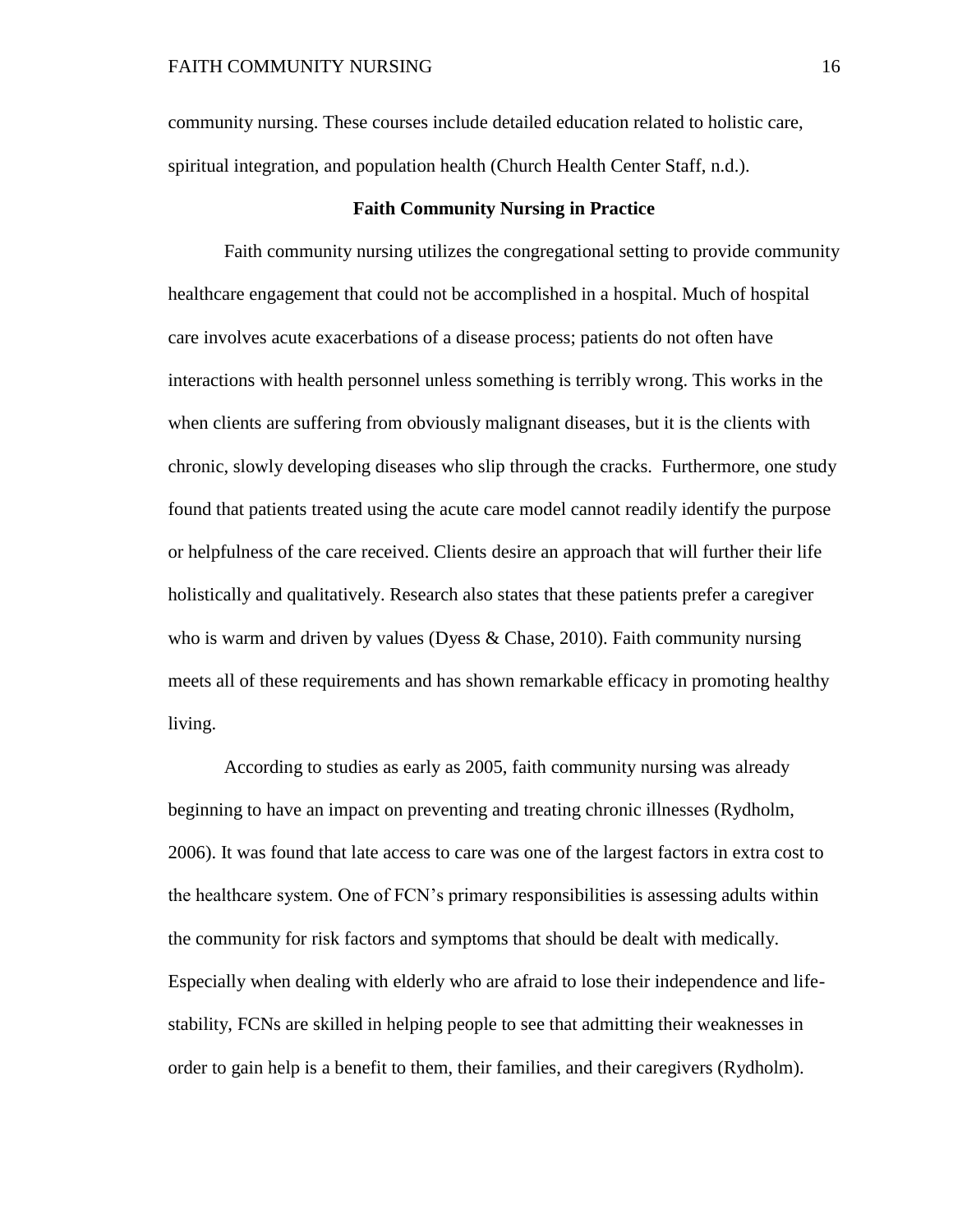community nursing. These courses include detailed education related to holistic care, spiritual integration, and population health (Church Health Center Staff, n.d.).

## Faith Community Nursing in Practice

Faith community nursing utilizes the congregational setting to provide community healthcare engagement that could not be accomplished in a hospital. Much of hospital care involves acute exacerbations of a disease process; patients do not often have interactions with health personnel unless something is terribly wrong. This works in the when clients are suffering from obviously malignant diseases, but it is the clients with chronic, slowly developing diseases who slip through the cracks. Furthermore, one study found that patients treated using the acute care model cannot readily identify the purpose or helpfulness of the care received. Clients desire an approach that will further their life holistically and qualitatively. Research also states that these patients prefer a caregiver who is warm and driven by values (Dyess & Chase, 2010). Faith community nursing meets all of these requirements and has shown remarkable efficacy in promoting healthy living.

According to studies as early as 2005, faith community nursing was already beginning to have an impact on preventing and treating chronic illnesses (Rydholm, 2006). It was found that late access to care was one of the largest factors in extra cost to the healthcare system. One of FCN's primary responsibilities is assessing adults within the community for risk factors and symptoms that should be dealt with medically. Especially when dealing with elderly who are afraid to lose their independence and life-stability, FCNs are skilled in helping people to see that admitting their weaknesses in order to gain help is a benefit to them, their families, and their caregivers (Rydholm).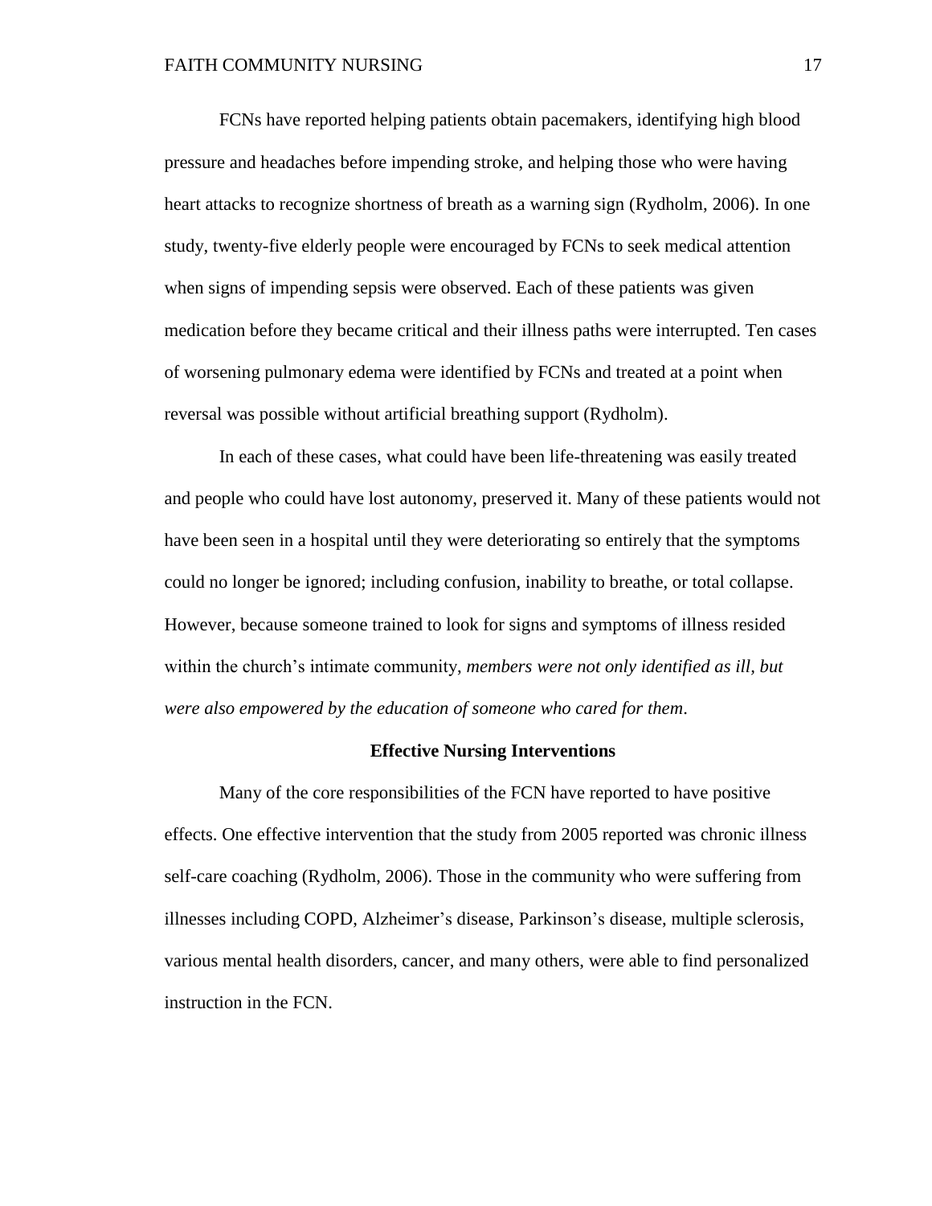FCNs have reported helping patients obtain pacemakers, identifying high blood pressure and headaches before impending stroke, and helping those who were having heart attacks to recognize shortness of breath as a warning sign (Rydholm, 2006). In one study, twenty-five elderly people were encouraged by FCNs to seek medical attention when signs of impending sepsis were observed. Each of these patients was given medication before they became critical and their illness paths were interrupted. Ten cases of worsening pulmonary edema were identified by FCNs and treated at a point when reversal was possible without artificial breathing support (Rydholm).

In each of these cases, what could have been life-threatening was easily treated and people who could have lost autonomy, preserved it. Many of these patients would not have been seen in a hospital until they were deteriorating so entirely that the symptoms could no longer be ignored; including confusion, inability to breathe, or total collapse. However, because someone trained to look for signs and symptoms of illness resided within the church's intimate community, *members were not only identified as ill, but were also empowered by the education of someone who cared for them*.

## Effective Nursing Interventions

Many of the core responsibilities of the FCN have reported to have positive effects. One effective intervention that the study from 2005 reported was chronic illness self-care coaching (Rydholm, 2006). Those in the community who were suffering from illnesses including COPD, Alzheimer's disease, Parkinson's disease, multiple sclerosis, various mental health disorders, cancer, and many others, were able to find personalized instruction in the FCN.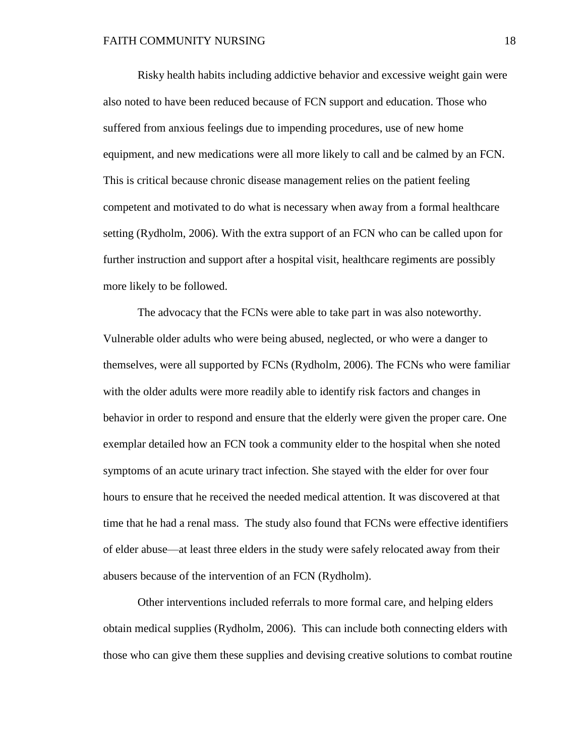Risky health habits including addictive behavior and excessive weight gain were also noted to have been reduced because of FCN support and education. Those who suffered from anxious feelings due to impending procedures, use of new home equipment, and new medications were all more likely to call and be calmed by an FCN. This is critical because chronic disease management relies on the patient feeling competent and motivated to do what is necessary when away from a formal healthcare setting (Rydholm, 2006). With the extra support of an FCN who can be called upon for further instruction and support after a hospital visit, healthcare regiments are possibly more likely to be followed.

The advocacy that the FCNs were able to take part in was also noteworthy. Vulnerable older adults who were being abused, neglected, or who were a danger to themselves, were all supported by FCNs (Rydholm, 2006). The FCNs who were familiar with the older adults were more readily able to identify risk factors and changes in behavior in order to respond and ensure that the elderly were given the proper care. One exemplar detailed how an FCN took a community elder to the hospital when she noted symptoms of an acute urinary tract infection. She stayed with the elder for over four hours to ensure that he received the needed medical attention. It was discovered at that time that he had a renal mass. The study also found that FCNs were effective identifiers of elder abuse—at least three elders in the study were safely relocated away from their abusers because of the intervention of an FCN (Rydholm).

Other interventions included referrals to more formal care, and helping elders obtain medical supplies (Rydholm, 2006). This can include both connecting elders with those who can give them these supplies and devising creative solutions to combat routine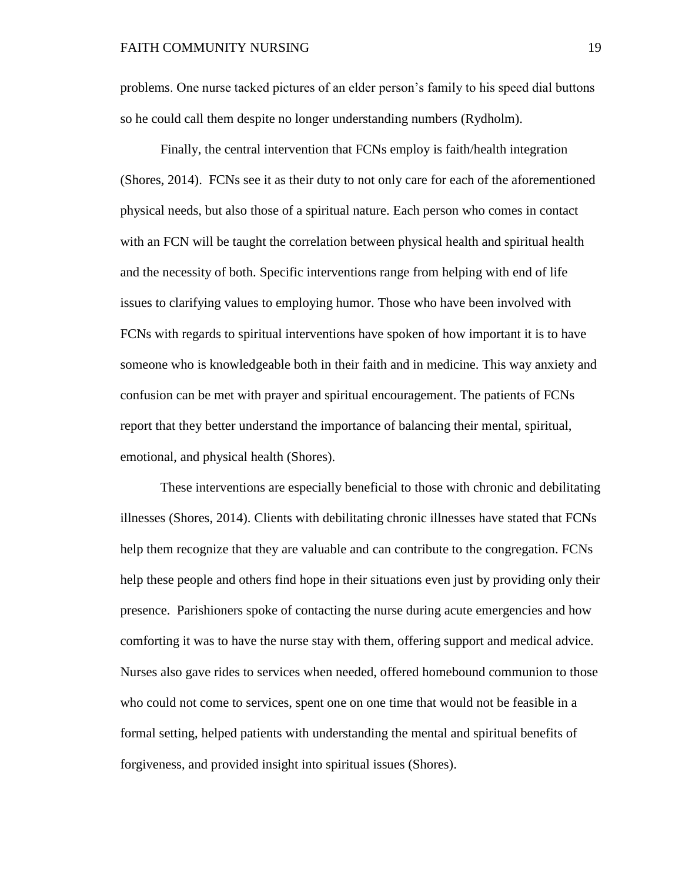problems. One nurse tacked pictures of an elder person's family to his speed dial buttons so he could call them despite no longer understanding numbers (Rydholm).

Finally, the central intervention that FCNs employ is faith/health integration (Shores, 2014). FCNs see it as their duty to not only care for each of the aforementioned physical needs, but also those of a spiritual nature. Each person who comes in contact with an FCN will be taught the correlation between physical health and spiritual health and the necessity of both. Specific interventions range from helping with end of life issues to clarifying values to employing humor. Those who have been involved with FCNs with regards to spiritual interventions have spoken of how important it is to have someone who is knowledgeable both in their faith and in medicine. This way anxiety and confusion can be met with prayer and spiritual encouragement. The patients of FCNs report that they better understand the importance of balancing their mental, spiritual, emotional, and physical health (Shores).

These interventions are especially beneficial to those with chronic and debilitating illnesses (Shores, 2014). Clients with debilitating chronic illnesses have stated that FCNs help them recognize that they are valuable and can contribute to the congregation. FCNs help these people and others find hope in their situations even just by providing only their presence. Parishioners spoke of contacting the nurse during acute emergencies and how comforting it was to have the nurse stay with them, offering support and medical advice. Nurses also gave rides to services when needed, offered homebound communion to those who could not come to services, spent one on one time that would not be feasible in a formal setting, helped patients with understanding the mental and spiritual benefits of forgiveness, and provided insight into spiritual issues (Shores).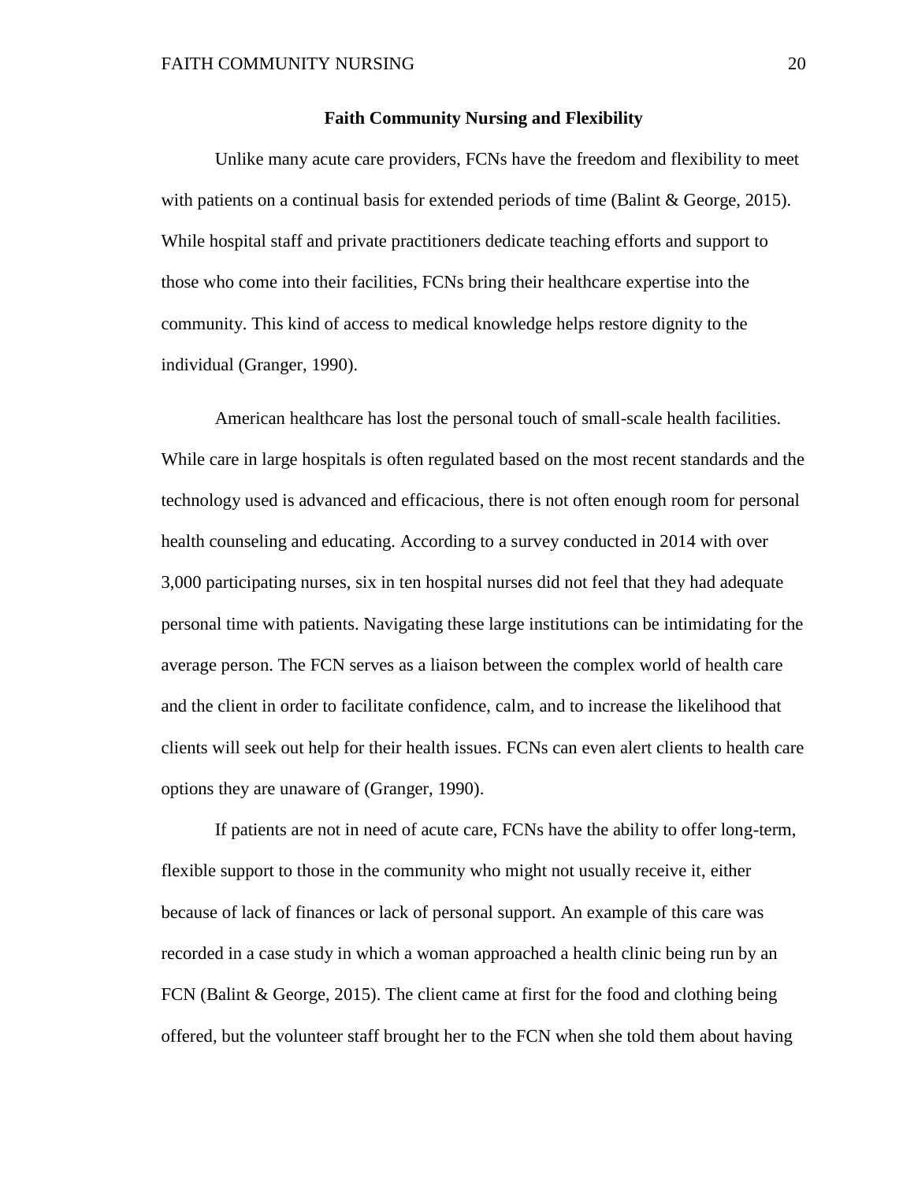## Faith Community Nursing and Flexibility

Unlike many acute care providers, FCNs have the freedom and flexibility to meet with patients on a continual basis for extended periods of time (Balint & George, 2015). While hospital staff and private practitioners dedicate teaching efforts and support to those who come into their facilities, FCNs bring their healthcare expertise into the community. This kind of access to medical knowledge helps restore dignity to the individual (Granger, 1990).

American healthcare has lost the personal touch of small-scale health facilities. While care in large hospitals is often regulated based on the most recent standards and the technology used is advanced and efficacious, there is not often enough room for personal health counseling and educating. According to a survey conducted in 2014 with over 3,000 participating nurses, six in ten hospital nurses did not feel that they had adequate personal time with patients. Navigating these large institutions can be intimidating for the average person. The FCN serves as a liaison between the complex world of health care and the client in order to facilitate confidence, calm, and to increase the likelihood that clients will seek out help for their health issues. FCNs can even alert clients to health care options they are unaware of (Granger, 1990).

If patients are not in need of acute care, FCNs have the ability to offer long-term, flexible support to those in the community who might not usually receive it, either because of lack of finances or lack of personal support. An example of this care was recorded in a case study in which a woman approached a health clinic being run by an FCN (Balint & George, 2015). The client came at first for the food and clothing being offered, but the volunteer staff brought her to the FCN when she told them about having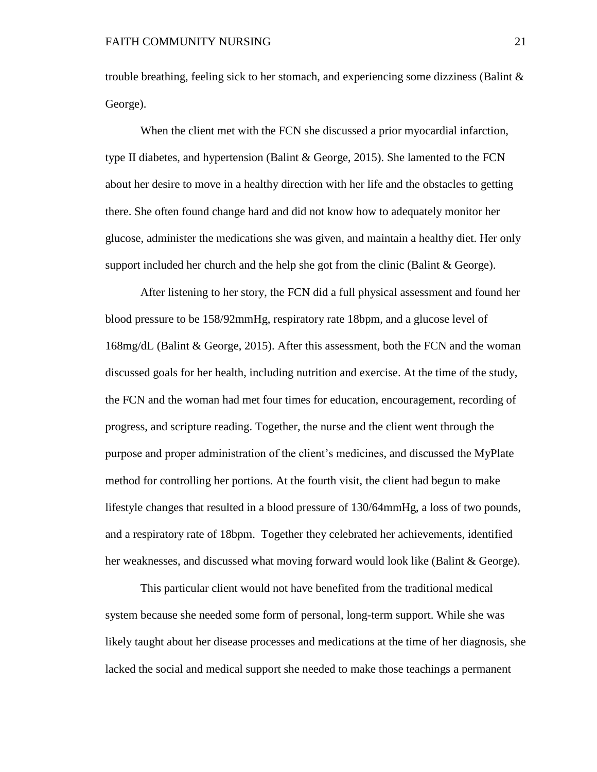trouble breathing, feeling sick to her stomach, and experiencing some dizziness (Balint & George).

When the client met with the FCN she discussed a prior myocardial infarction, type II diabetes, and hypertension (Balint & George, 2015). She lamented to the FCN about her desire to move in a healthy direction with her life and the obstacles to getting there. She often found change hard and did not know how to adequately monitor her glucose, administer the medications she was given, and maintain a healthy diet. Her only support included her church and the help she got from the clinic (Balint & George).

After listening to her story, the FCN did a full physical assessment and found her blood pressure to be 158/92mmHg, respiratory rate 18bpm, and a glucose level of 168mg/dL (Balint & George, 2015). After this assessment, both the FCN and the woman discussed goals for her health, including nutrition and exercise. At the time of the study, the FCN and the woman had met four times for education, encouragement, recording of progress, and scripture reading. Together, the nurse and the client went through the purpose and proper administration of the client's medicines, and discussed the MyPlate method for controlling her portions. At the fourth visit, the client had begun to make lifestyle changes that resulted in a blood pressure of 130/64mmHg, a loss of two pounds, and a respiratory rate of 18bpm. Together they celebrated her achievements, identified her weaknesses, and discussed what moving forward would look like (Balint & George).

This particular client would not have benefited from the traditional medical system because she needed some form of personal, long-term support. While she was likely taught about her disease processes and medications at the time of her diagnosis, she lacked the social and medical support she needed to make those teachings a permanent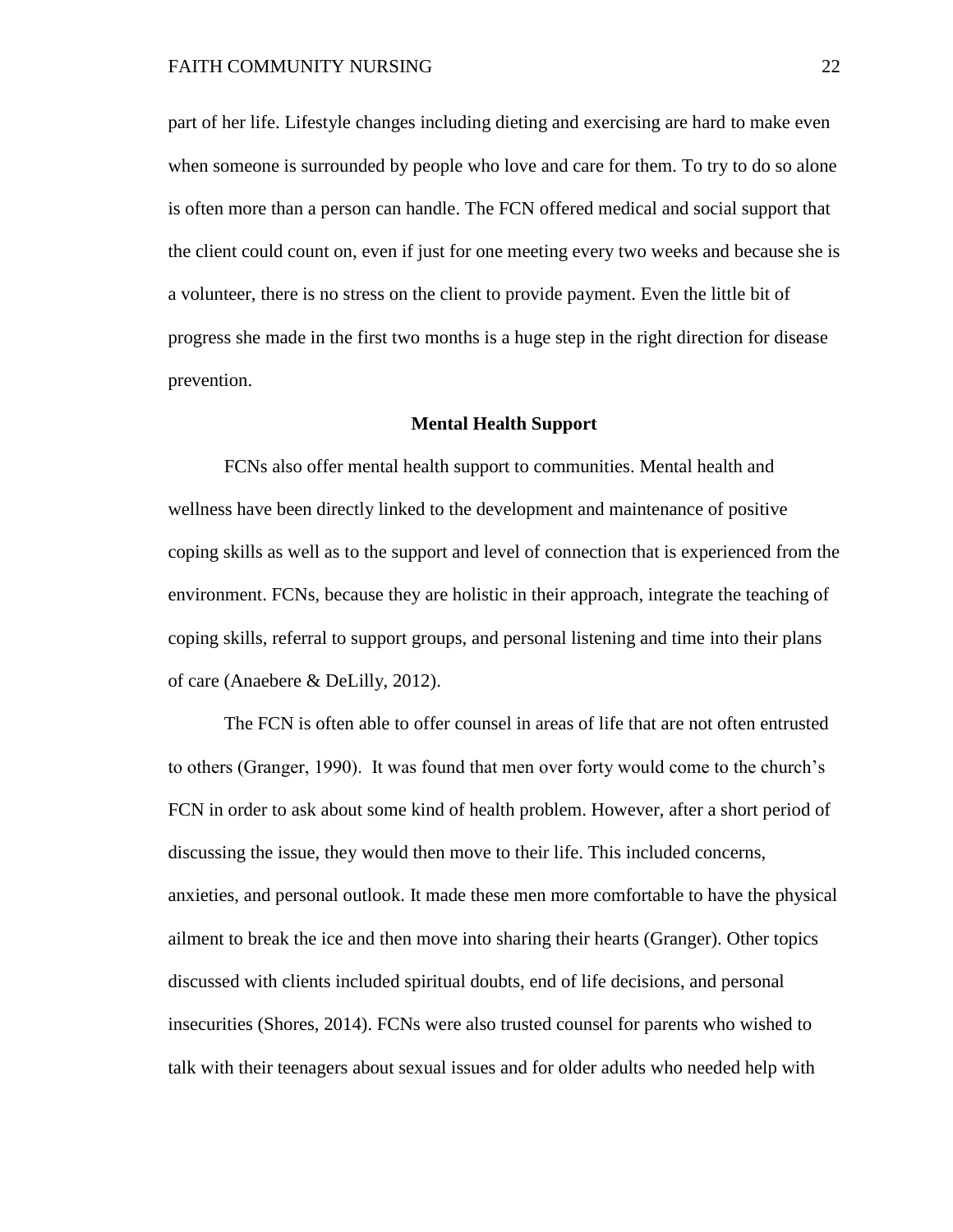part of her life. Lifestyle changes including dieting and exercising are hard to make even when someone is surrounded by people who love and care for them. To try to do so alone is often more than a person can handle. The FCN offered medical and social support that the client could count on, even if just for one meeting every two weeks and because she is a volunteer, there is no stress on the client to provide payment. Even the little bit of progress she made in the first two months is a huge step in the right direction for disease prevention.

## Mental Health Support

FCNs also offer mental health support to communities. Mental health and wellness have been directly linked to the development and maintenance of positive coping skills as well as to the support and level of connection that is experienced from the environment. FCNs, because they are holistic in their approach, integrate the teaching of coping skills, referral to support groups, and personal listening and time into their plans of care (Anaebere & DeLilly, 2012).

The FCN is often able to offer counsel in areas of life that are not often entrusted to others (Granger, 1990). It was found that men over forty would come to the church's FCN in order to ask about some kind of health problem. However, after a short period of discussing the issue, they would then move to their life. This included concerns, anxieties, and personal outlook. It made these men more comfortable to have the physical ailment to break the ice and then move into sharing their hearts (Granger). Other topics discussed with clients included spiritual doubts, end of life decisions, and personal insecurities (Shores, 2014). FCNs were also trusted counsel for parents who wished to talk with their teenagers about sexual issues and for older adults who needed help with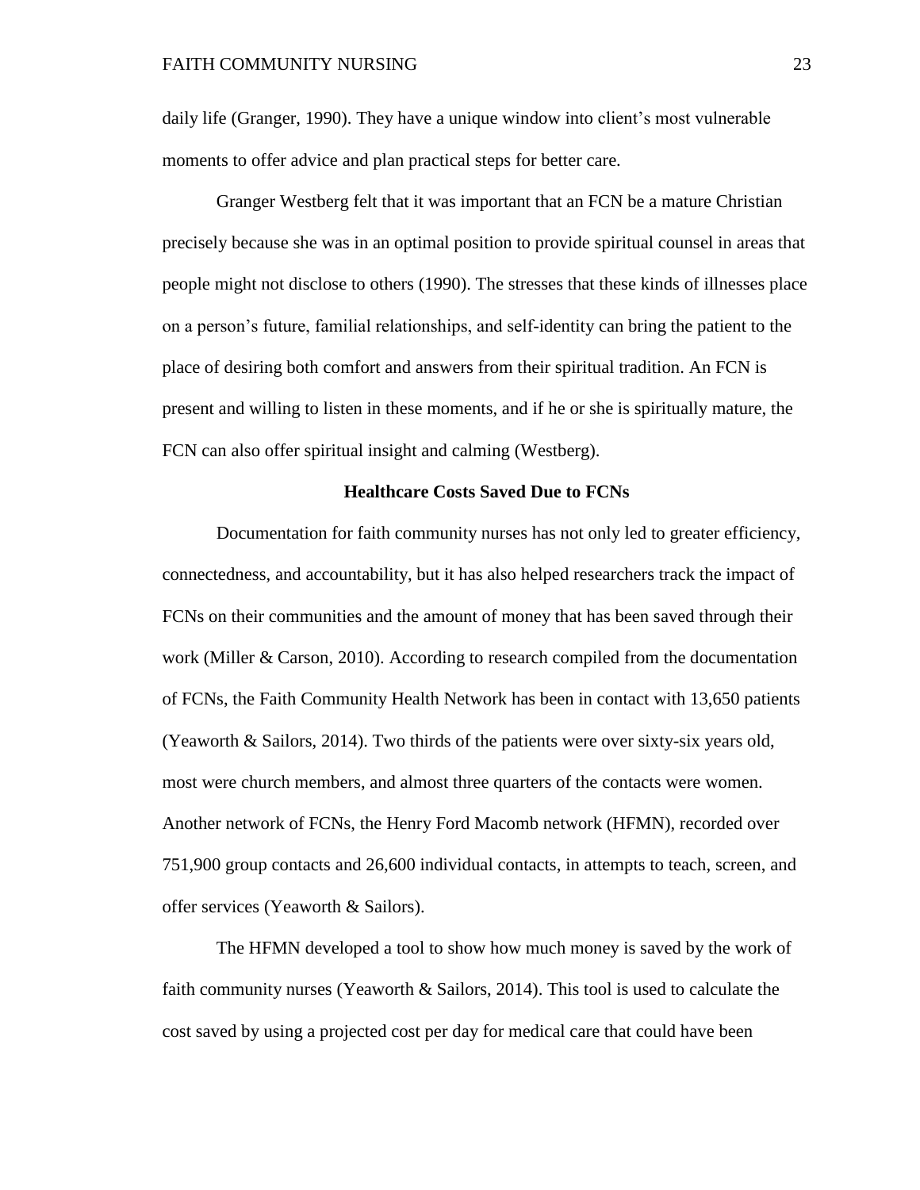daily life (Granger, 1990). They have a unique window into client's most vulnerable moments to offer advice and plan practical steps for better care.

Granger Westberg felt that it was important that an FCN be a mature Christian precisely because she was in an optimal position to provide spiritual counsel in areas that people might not disclose to others (1990). The stresses that these kinds of illnesses place on a person's future, familial relationships, and self-identity can bring the patient to the place of desiring both comfort and answers from their spiritual tradition. An FCN is present and willing to listen in these moments, and if he or she is spiritually mature, the FCN can also offer spiritual insight and calming (Westberg).

## Healthcare Costs Saved Due to FCNs

Documentation for faith community nurses has not only led to greater efficiency, connectedness, and accountability, but it has also helped researchers track the impact of FCNs on their communities and the amount of money that has been saved through their work (Miller & Carson, 2010). According to research compiled from the documentation of FCNs, the Faith Community Health Network has been in contact with 13,650 patients (Yeaworth & Sailors, 2014). Two thirds of the patients were over sixty-six years old, most were church members, and almost three quarters of the contacts were women. Another network of FCNs, the Henry Ford Macomb network (HFMN), recorded over 751,900 group contacts and 26,600 individual contacts, in attempts to teach, screen, and offer services (Yeaworth & Sailors).

The HFMN developed a tool to show how much money is saved by the work of faith community nurses (Yeaworth & Sailors, 2014). This tool is used to calculate the cost saved by using a projected cost per day for medical care that could have been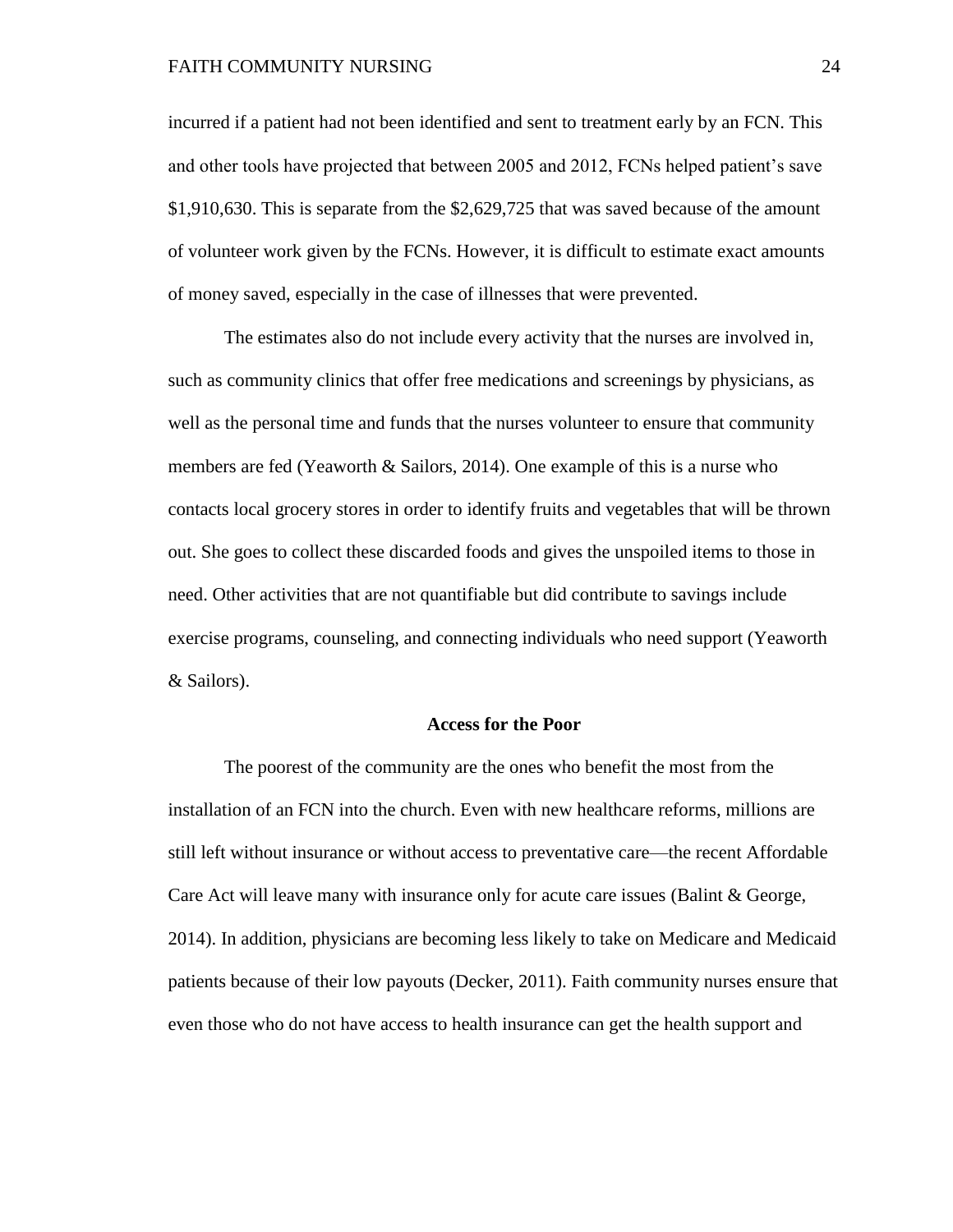incurred if a patient had not been identified and sent to treatment early by an FCN. This and other tools have projected that between 2005 and 2012, FCNs helped patient's save $1,910,630. This is separate from the $2,629,725 that was saved because of the amount of volunteer work given by the FCNs. However, it is difficult to estimate exact amounts of money saved, especially in the case of illnesses that were prevented.

The estimates also do not include every activity that the nurses are involved in, such as community clinics that offer free medications and screenings by physicians, as well as the personal time and funds that the nurses volunteer to ensure that community members are fed (Yeaworth & Sailors, 2014). One example of this is a nurse who contacts local grocery stores in order to identify fruits and vegetables that will be thrown out. She goes to collect these discarded foods and gives the unspoiled items to those in need. Other activities that are not quantifiable but did contribute to savings include exercise programs, counseling, and connecting individuals who need support (Yeaworth & Sailors).

## Access for the Poor

The poorest of the community are the ones who benefit the most from the installation of an FCN into the church. Even with new healthcare reforms, millions are still left without insurance or without access to preventative care—the recent Affordable Care Act will leave many with insurance only for acute care issues (Balint & George, 2014). In addition, physicians are becoming less likely to take on Medicare and Medicaid patients because of their low payouts (Decker, 2011). Faith community nurses ensure that even those who do not have access to health insurance can get the health support and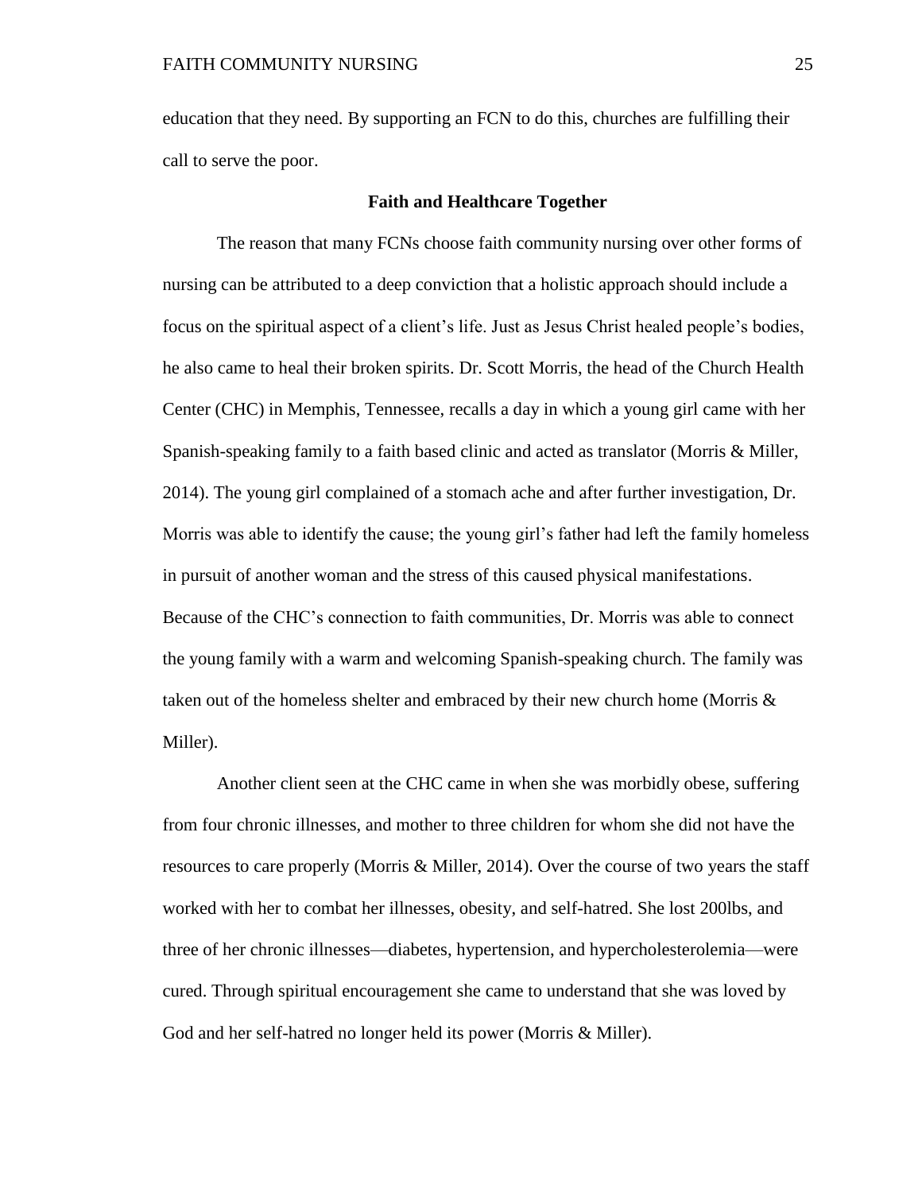education that they need. By supporting an FCN to do this, churches are fulfilling their call to serve the poor.

## Faith and Healthcare Together

The reason that many FCNs choose faith community nursing over other forms of nursing can be attributed to a deep conviction that a holistic approach should include a focus on the spiritual aspect of a client's life. Just as Jesus Christ healed people's bodies, he also came to heal their broken spirits. Dr. Scott Morris, the head of the Church Health Center (CHC) in Memphis, Tennessee, recalls a day in which a young girl came with her Spanish-speaking family to a faith based clinic and acted as translator (Morris & Miller, 2014). The young girl complained of a stomach ache and after further investigation, Dr. Morris was able to identify the cause; the young girl's father had left the family homeless in pursuit of another woman and the stress of this caused physical manifestations. Because of the CHC's connection to faith communities, Dr. Morris was able to connect the young family with a warm and welcoming Spanish-speaking church. The family was taken out of the homeless shelter and embraced by their new church home (Morris & Miller).

Another client seen at the CHC came in when she was morbidly obese, suffering from four chronic illnesses, and mother to three children for whom she did not have the resources to care properly (Morris & Miller, 2014). Over the course of two years the staff worked with her to combat her illnesses, obesity, and self-hatred. She lost 200lbs, and three of her chronic illnesses—diabetes, hypertension, and hypercholesterolemia—were cured. Through spiritual encouragement she came to understand that she was loved by God and her self-hatred no longer held its power (Morris & Miller).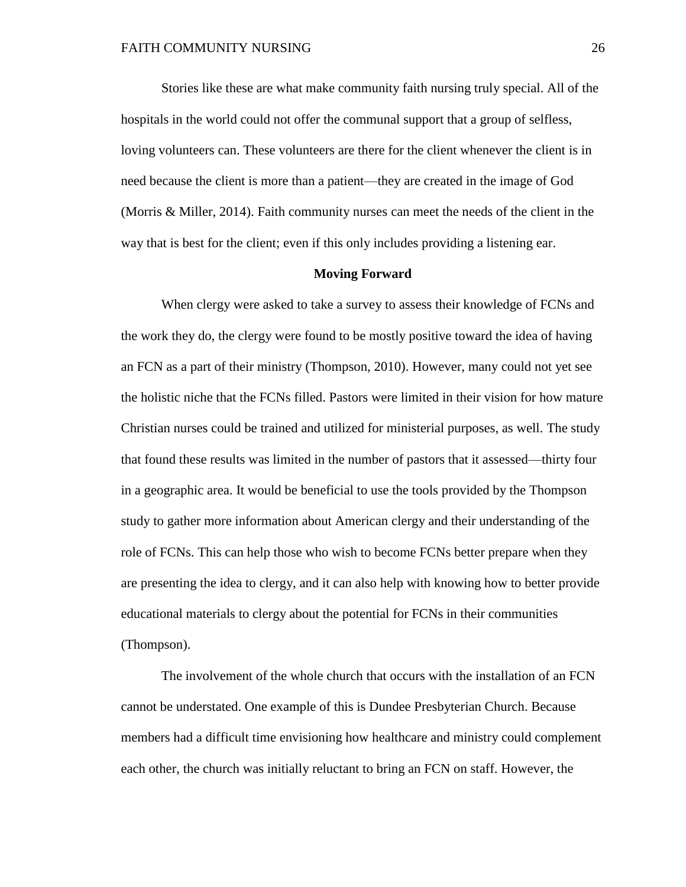Stories like these are what make community faith nursing truly special. All of the hospitals in the world could not offer the communal support that a group of selfless, loving volunteers can. These volunteers are there for the client whenever the client is in need because the client is more than a patient—they are created in the image of God (Morris & Miller, 2014). Faith community nurses can meet the needs of the client in the way that is best for the client; even if this only includes providing a listening ear.

## Moving Forward

When clergy were asked to take a survey to assess their knowledge of FCNs and the work they do, the clergy were found to be mostly positive toward the idea of having an FCN as a part of their ministry (Thompson, 2010). However, many could not yet see the holistic niche that the FCNs filled. Pastors were limited in their vision for how mature Christian nurses could be trained and utilized for ministerial purposes, as well. The study that found these results was limited in the number of pastors that it assessed—thirty four in a geographic area. It would be beneficial to use the tools provided by the Thompson study to gather more information about American clergy and their understanding of the role of FCNs. This can help those who wish to become FCNs better prepare when they are presenting the idea to clergy, and it can also help with knowing how to better provide educational materials to clergy about the potential for FCNs in their communities (Thompson).

The involvement of the whole church that occurs with the installation of an FCN cannot be understated. One example of this is Dundee Presbyterian Church. Because members had a difficult time envisioning how healthcare and ministry could complement each other, the church was initially reluctant to bring an FCN on staff. However, the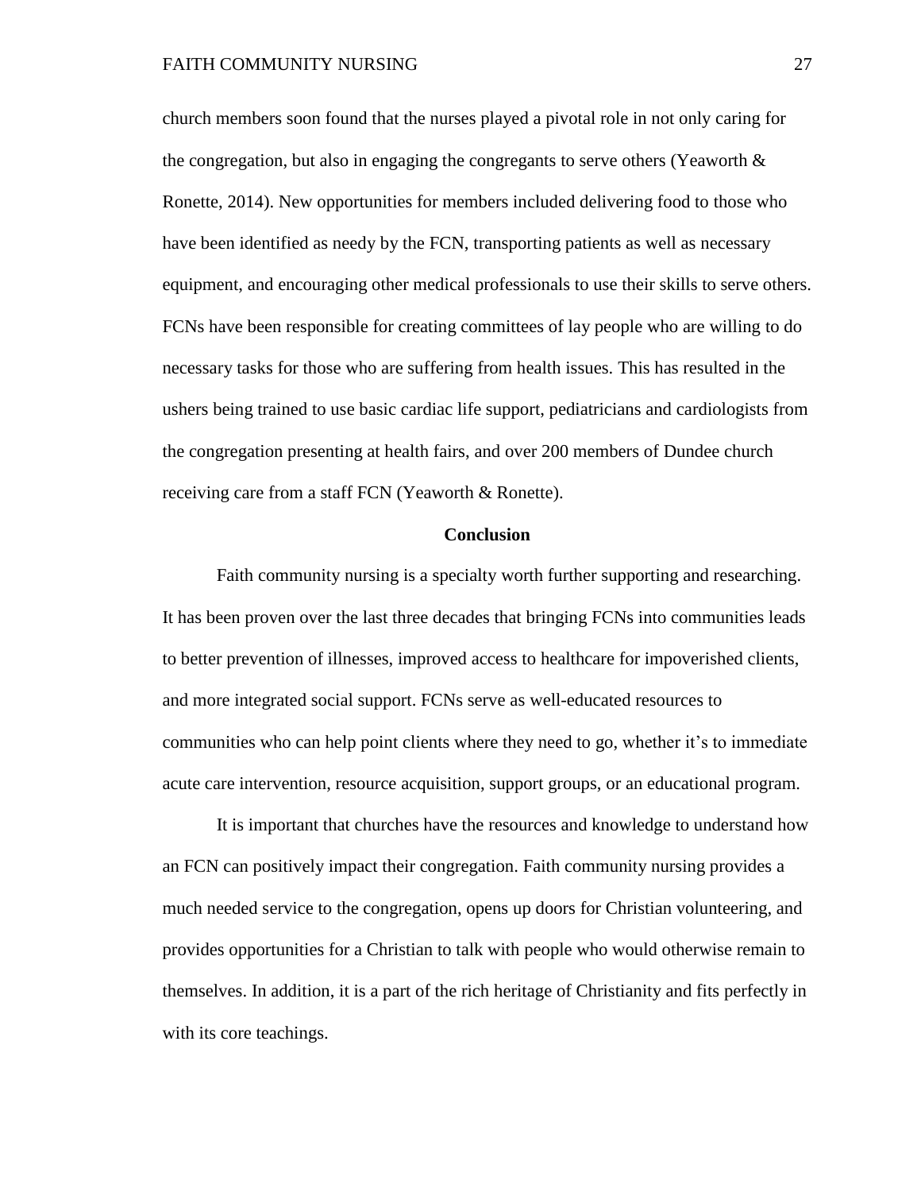church members soon found that the nurses played a pivotal role in not only caring for the congregation, but also in engaging the congregants to serve others (Yeaworth & Ronette, 2014). New opportunities for members included delivering food to those who have been identified as needy by the FCN, transporting patients as well as necessary equipment, and encouraging other medical professionals to use their skills to serve others. FCNs have been responsible for creating committees of lay people who are willing to do necessary tasks for those who are suffering from health issues. This has resulted in the ushers being trained to use basic cardiac life support, pediatricians and cardiologists from the congregation presenting at health fairs, and over 200 members of Dundee church receiving care from a staff FCN (Yeaworth & Ronette).

## Conclusion

Faith community nursing is a specialty worth further supporting and researching. It has been proven over the last three decades that bringing FCNs into communities leads to better prevention of illnesses, improved access to healthcare for impoverished clients, and more integrated social support. FCNs serve as well-educated resources to communities who can help point clients where they need to go, whether it's to immediate acute care intervention, resource acquisition, support groups, or an educational program.

It is important that churches have the resources and knowledge to understand how an FCN can positively impact their congregation. Faith community nursing provides a much needed service to the congregation, opens up doors for Christian volunteering, and provides opportunities for a Christian to talk with people who would otherwise remain to themselves. In addition, it is a part of the rich heritage of Christianity and fits perfectly in with its core teachings.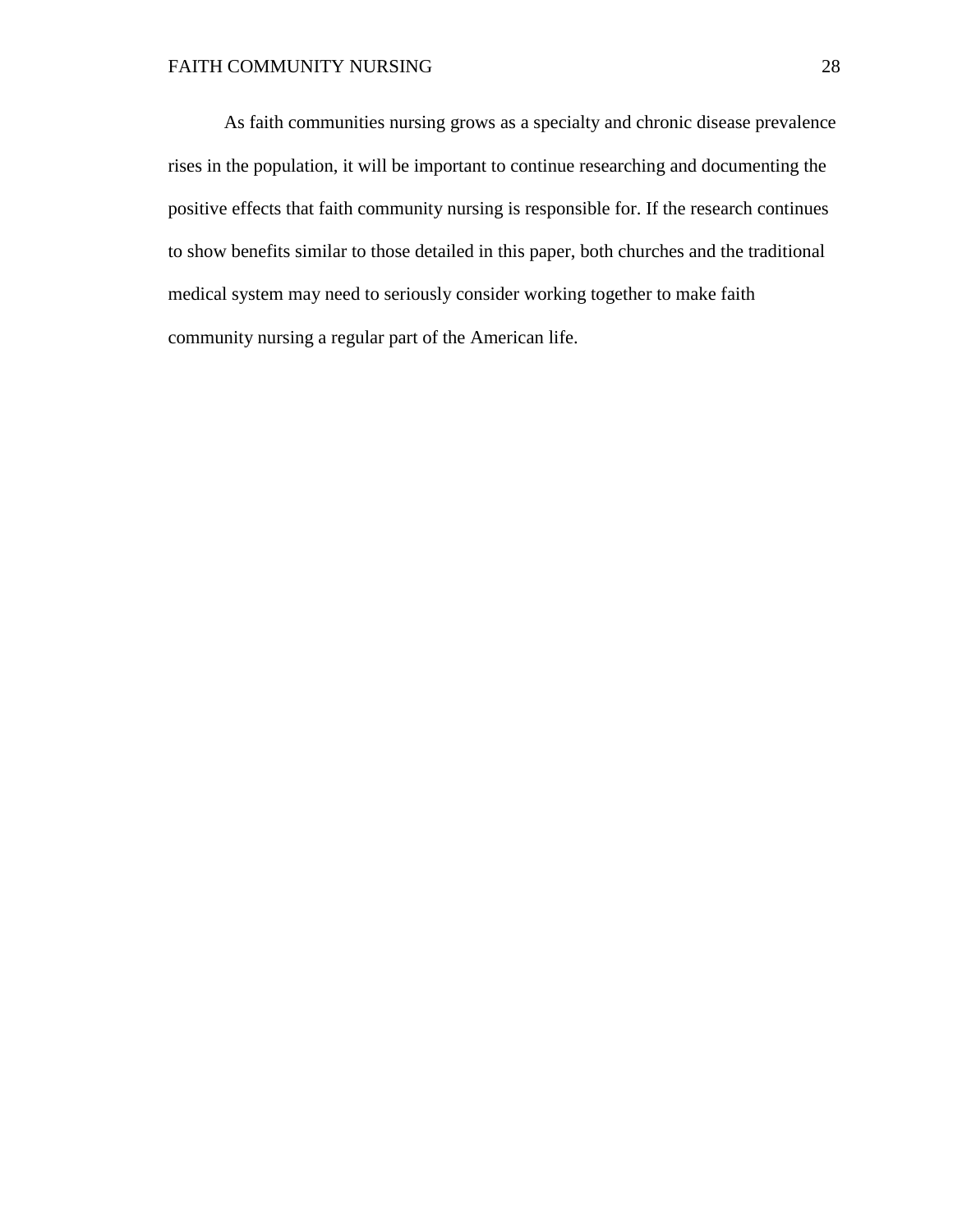As faith communities nursing grows as a specialty and chronic disease prevalence rises in the population, it will be important to continue researching and documenting the positive effects that faith community nursing is responsible for. If the research continues to show benefits similar to those detailed in this paper, both churches and the traditional medical system may need to seriously consider working together to make faith community nursing a regular part of the American life.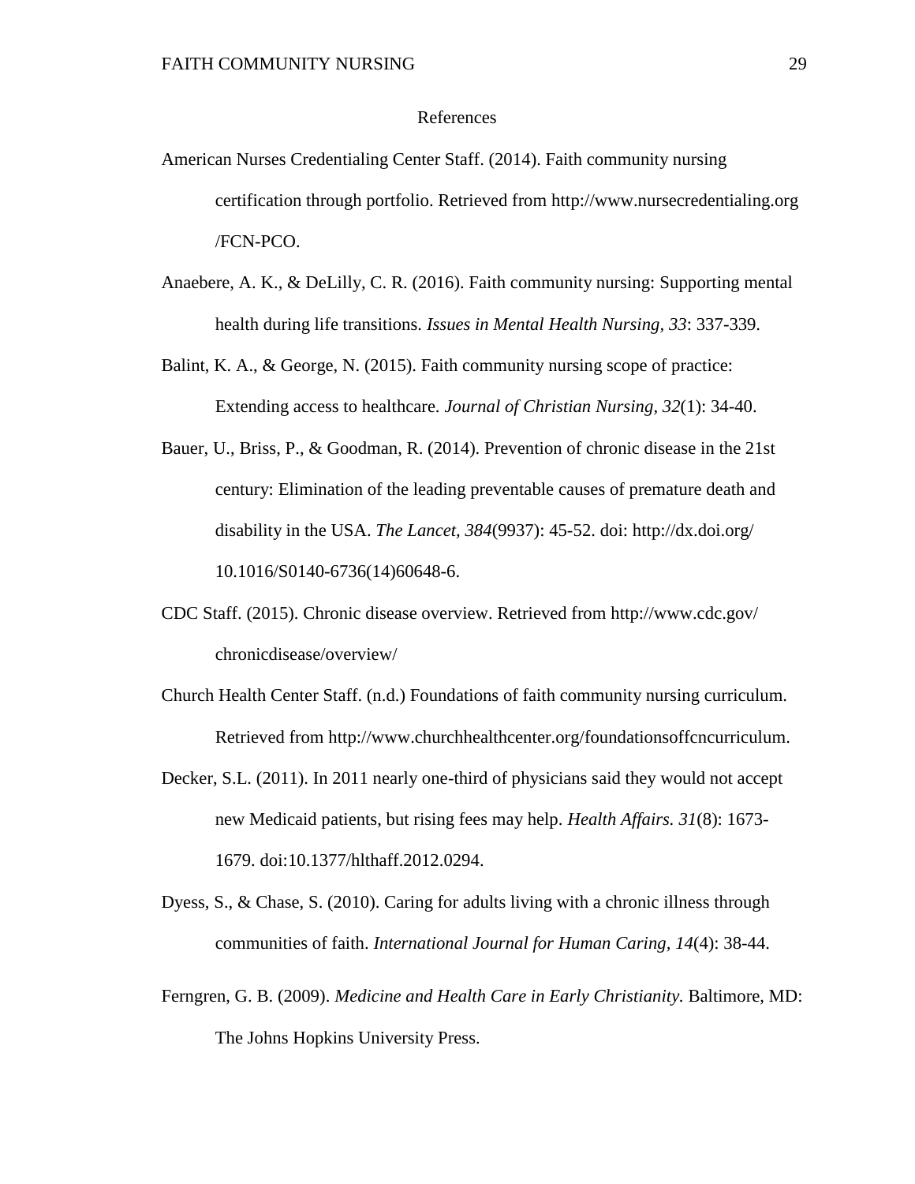# References

American Nurses Credentialing Center Staff. (2014). Faith community nursing certification through portfolio. Retrieved from http://www.nursecredentialing.org /FCN-PCO.

Anaebere, A. K., & DeLilly, C. R. (2016). Faith community nursing: Supporting mental health during life transitions. *Issues in Mental Health Nursing, 33*: 337-339.

Balint, K. A., & George, N. (2015). Faith community nursing scope of practice: Extending access to healthcare. *Journal of Christian Nursing, 32*(1): 34-40.

Bauer, U., Briss, P., & Goodman, R. (2014). Prevention of chronic disease in the 21st century: Elimination of the leading preventable causes of premature death and disability in the USA. *The Lancet, 384*(9937): 45-52. doi: http://dx.doi.org/ 10.1016/S0140-6736(14)60648-6.

CDC Staff. (2015). Chronic disease overview. Retrieved from http://www.cdc.gov/ chronicdisease/overview/

Church Health Center Staff. (n.d.) Foundations of faith community nursing curriculum. Retrieved from http://www.churchhealthcenter.org/foundationsoffcncurriculum.

Decker, S.L. (2011). In 2011 nearly one-third of physicians said they would not accept new Medicaid patients, but rising fees may help. *Health Affairs. 31*(8): 1673-1679. doi:10.1377/hlthaff.2012.0294.

Dyess, S., & Chase, S. (2010). Caring for adults living with a chronic illness through communities of faith. *International Journal for Human Caring, 14*(4): 38-44.

Ferngren, G. B. (2009). *Medicine and Health Care in Early Christianity.* Baltimore, MD: The Johns Hopkins University Press.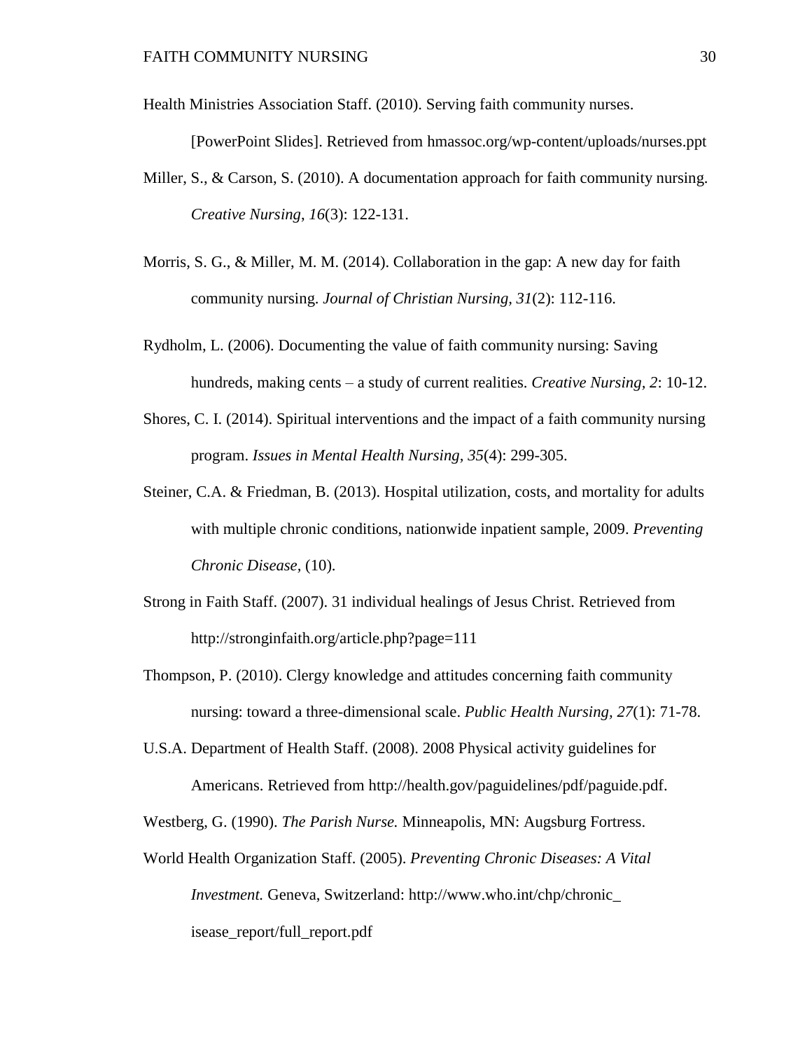Health Ministries Association Staff. (2010). Serving faith community nurses. [PowerPoint Slides]. Retrieved from hmassoc.org/wp-content/uploads/nurses.ppt

Miller, S., & Carson, S. (2010). A documentation approach for faith community nursing. *Creative Nursing, 16*(3): 122-131.

Morris, S. G., & Miller, M. M. (2014). Collaboration in the gap: A new day for faith community nursing. *Journal of Christian Nursing, 31*(2): 112-116.

Rydholm, L. (2006). Documenting the value of faith community nursing: Saving hundreds, making cents – a study of current realities. *Creative Nursing, 2*: 10-12.

Shores, C. I. (2014). Spiritual interventions and the impact of a faith community nursing program. *Issues in Mental Health Nursing, 35*(4): 299-305.

Steiner, C.A. & Friedman, B. (2013). Hospital utilization, costs, and mortality for adults with multiple chronic conditions, nationwide inpatient sample, 2009. *Preventing Chronic Disease,* (10).

Strong in Faith Staff. (2007). 31 individual healings of Jesus Christ. Retrieved from http://stronginfaith.org/article.php?page=111

Thompson, P. (2010). Clergy knowledge and attitudes concerning faith community nursing: toward a three-dimensional scale. *Public Health Nursing, 27*(1): 71-78.

U.S.A. Department of Health Staff. (2008). 2008 Physical activity guidelines for Americans. Retrieved from http://health.gov/paguidelines/pdf/paguide.pdf.

Westberg, G. (1990). *The Parish Nurse.* Minneapolis, MN: Augsburg Fortress.

World Health Organization Staff. (2005). *Preventing Chronic Diseases: A Vital Investment.* Geneva, Switzerland: http://www.who.int/chp/chronic_ isease_report/full_report.pdf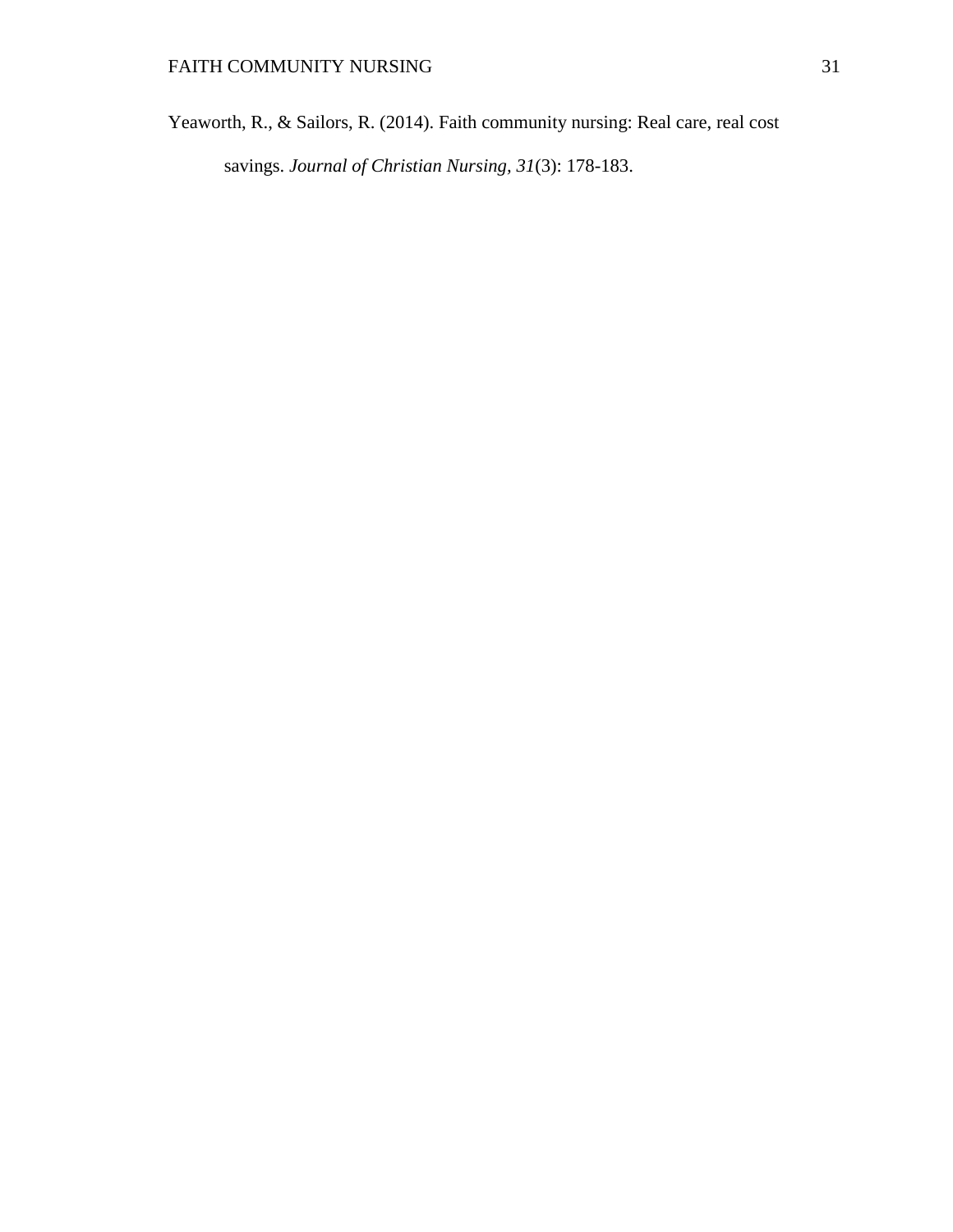Yeaworth, R., & Sailors, R. (2014). Faith community nursing: Real care, real cost savings. *Journal of Christian Nursing, 31*(3): 178-183.